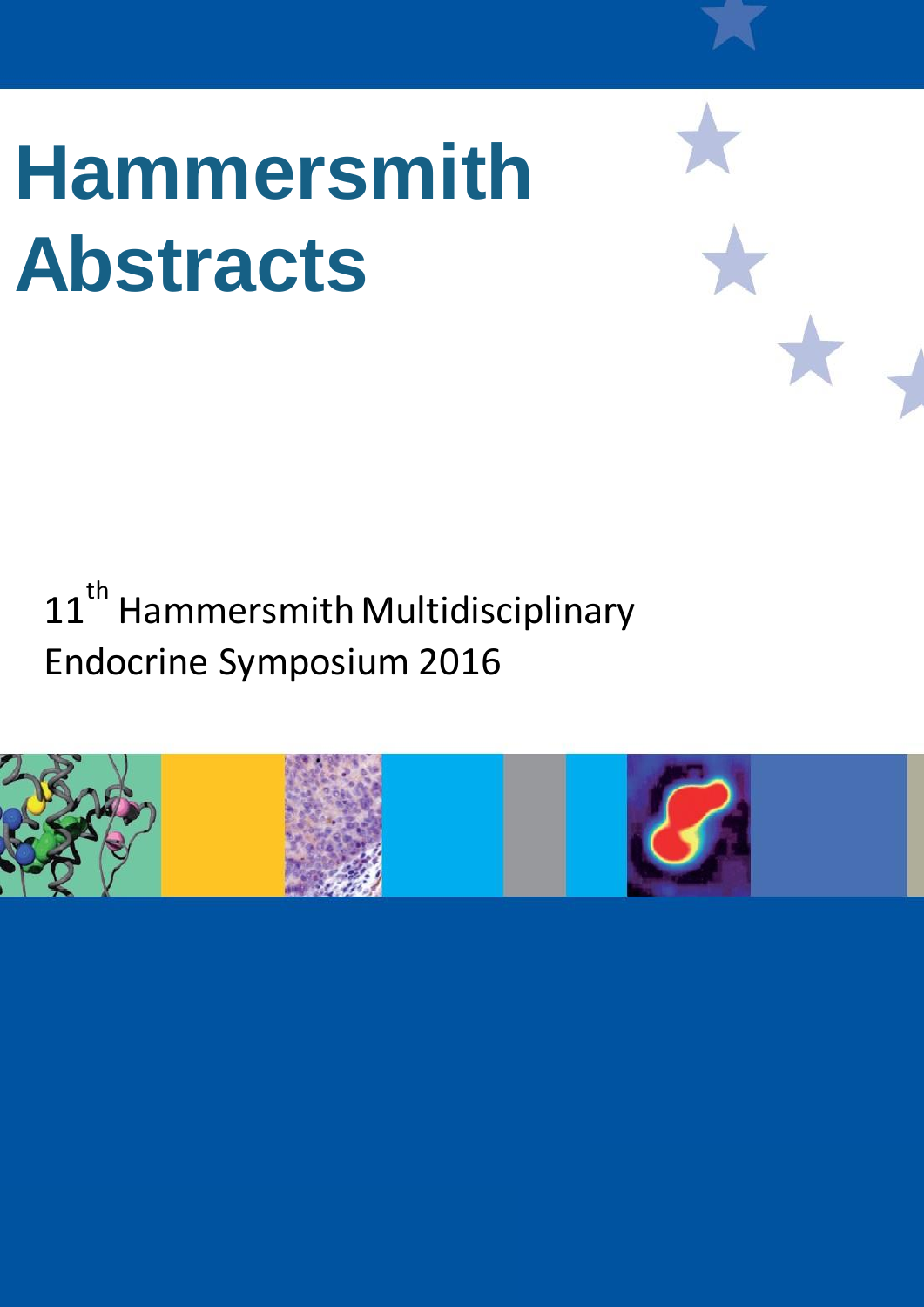# Hammersmith Abstracts

11th Hammersmith Multidisciplinary Endocrine Symposium 2016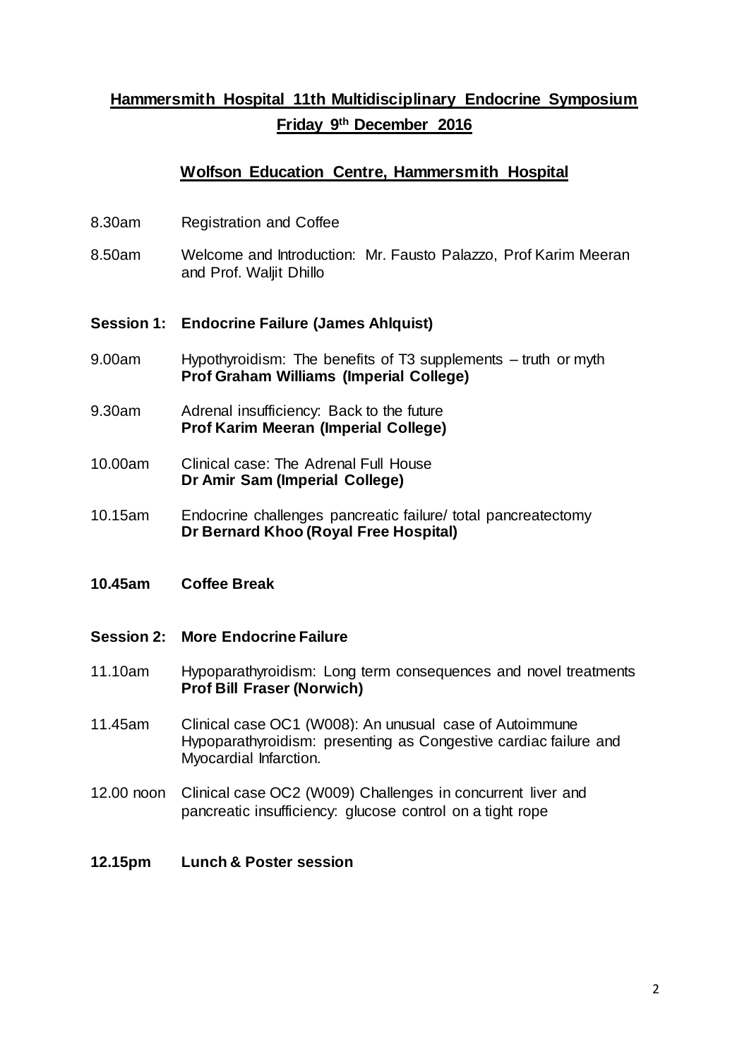# Hammersmith Hospital 11th Multidisciplinary Endocrine Symposium

## Friday 9th December 2016

### Wolfson Education Centre, Hammersmith Hospital

8.30am Registration and Coffee

8.50am Welcome and Introduction: Mr. Fausto Palazzo, Prof Karim Meeran and Prof. Waljit Dhillo

**Session 1: Endocrine Failure (James Ahlquist)**

9.00am Hypothyroidism: The benefits of T3 supplements – truth or myth
**Prof Graham Williams (Imperial College)**

9.30am Adrenal insufficiency: Back to the future
**Prof Karim Meeran (Imperial College)**

10.00am Clinical case: The Adrenal Full House
**Dr Amir Sam (Imperial College)**

10.15am Endocrine challenges pancreatic failure/ total pancreatectomy
**Dr Bernard Khoo (Royal Free Hospital)**

**10.45am Coffee Break**

**Session 2: More Endocrine Failure**

11.10am Hypoparathyroidism: Long term consequences and novel treatments
**Prof Bill Fraser (Norwich)**

11.45am Clinical case OC1 (W008): An unusual case of Autoimmune Hypoparathyroidism: presenting as Congestive cardiac failure and Myocardial Infarction.

12.00 noon Clinical case OC2 (W009) Challenges in concurrent liver and pancreatic insufficiency: glucose control on a tight rope

**12.15pm Lunch & Poster session**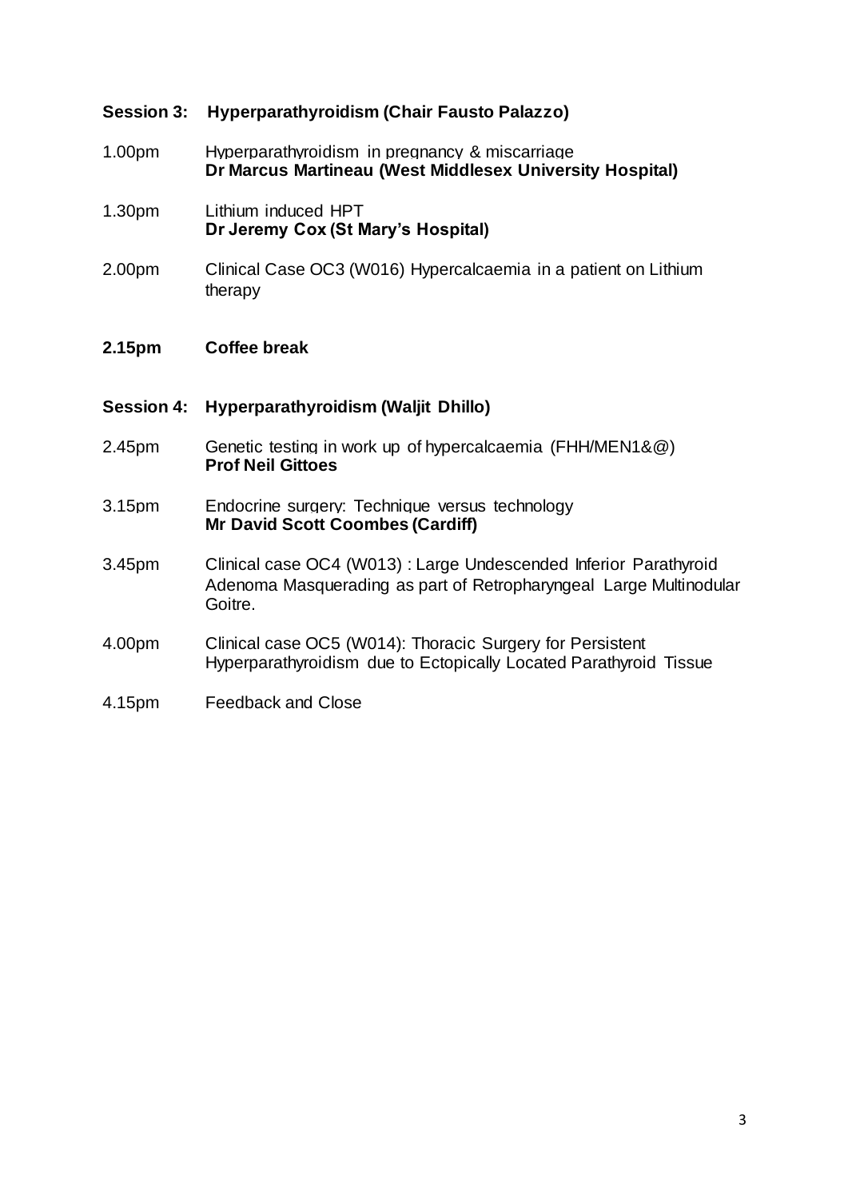## Session 3: Hyperparathyroidism (Chair Fausto Palazzo)

| | | |
|---|---|---|
| 1.00pm | Hyperparathyroidism in pregnancy & miscarriage<br>**Dr Marcus Martineau (West Middlesex University Hospital)** | |
| 1.30pm | Lithium induced HPT<br>**Dr Jeremy Cox (St Mary's Hospital)** | |
| 2.00pm | Clinical Case OC3 (W016) Hypercalcaemia in a patient on Lithium therapy | |
| **2.15pm** | **Coffee break** | |

## Session 4: Hyperparathyroidism (Waljit Dhillo)

| | | |
|---|---|---|
| 2.45pm | Genetic testing in work up of hypercalcaemia (FHH/MEN1&@)<br>**Prof Neil Gittoes** | |
| 3.15pm | Endocrine surgery: Technique versus technology<br>**Mr David Scott Coombes (Cardiff)** | |
| 3.45pm | Clinical case OC4 (W013) : Large Undescended Inferior Parathyroid Adenoma Masquerading as part of Retropharyngeal Large Multinodular Goitre. | |
| 4.00pm | Clinical case OC5 (W014): Thoracic Surgery for Persistent Hyperparathyroidism due to Ectopically Located Parathyroid Tissue | |
| 4.15pm | Feedback and Close | |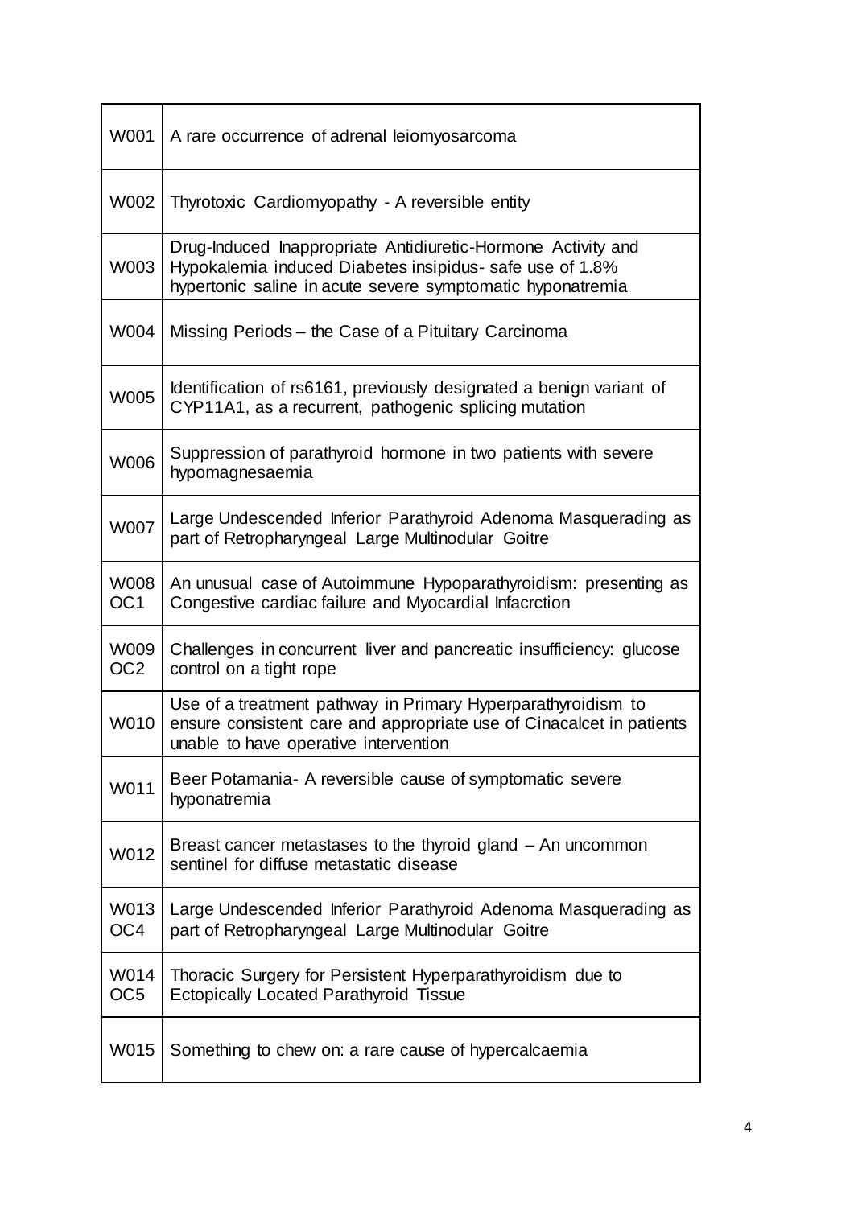| | |
|---|---|
| W001 | A rare occurrence of adrenal leiomyosarcoma |
| W002 | Thyrotoxic Cardiomyopathy - A reversible entity |
| W003 | Drug-Induced Inappropriate Antidiuretic-Hormone Activity and Hypokalemia induced Diabetes insipidus- safe use of 1.8% hypertonic saline in acute severe symptomatic hyponatremia |
| W004 | Missing Periods – the Case of a Pituitary Carcinoma |
| W005 | Identification of rs6161, previously designated a benign variant of CYP11A1, as a recurrent, pathogenic splicing mutation |
| W006 | Suppression of parathyroid hormone in two patients with severe hypomagnesaemia |
| W007 | Large Undescended Inferior Parathyroid Adenoma Masquerading as part of Retropharyngeal Large Multinodular Goitre |
| W008 OC1 | An unusual case of Autoimmune Hypoparathyroidism: presenting as Congestive cardiac failure and Myocardial Infacrction |
| W009 OC2 | Challenges in concurrent liver and pancreatic insufficiency: glucose control on a tight rope |
| W010 | Use of a treatment pathway in Primary Hyperparathyroidism to ensure consistent care and appropriate use of Cinacalcet in patients unable to have operative intervention |
| W011 | Beer Potamania- A reversible cause of symptomatic severe hyponatremia |
| W012 | Breast cancer metastases to the thyroid gland – An uncommon sentinel for diffuse metastatic disease |
| W013 OC4 | Large Undescended Inferior Parathyroid Adenoma Masquerading as part of Retropharyngeal Large Multinodular Goitre |
| W014 OC5 | Thoracic Surgery for Persistent Hyperparathyroidism due to Ectopically Located Parathyroid Tissue |
| W015 | Something to chew on: a rare cause of hypercalcaemia |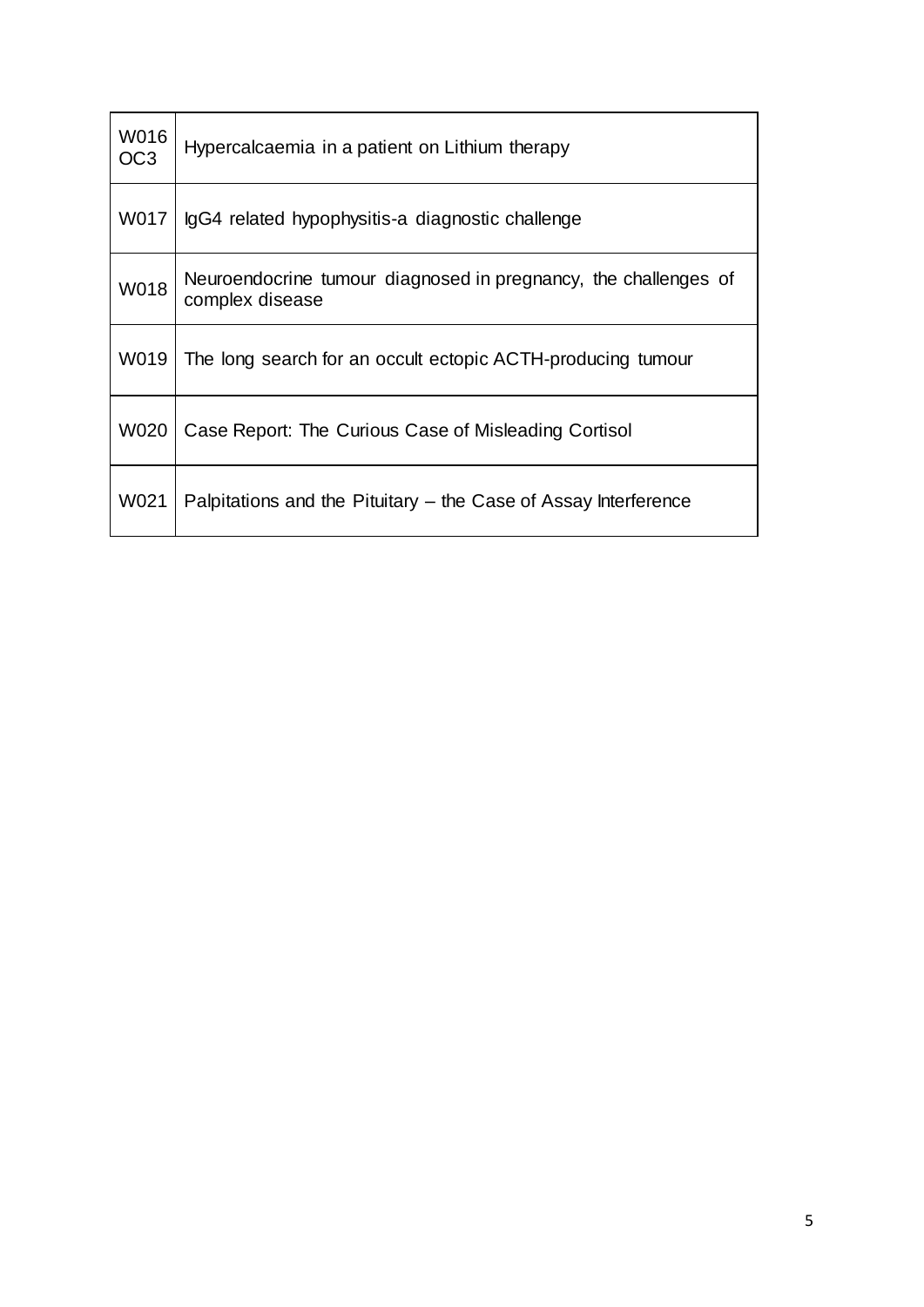| | |
|---|---|
| W016 OC3 | Hypercalcaemia in a patient on Lithium therapy |
| W017 | IgG4 related hypophysitis-a diagnostic challenge |
| W018 | Neuroendocrine tumour diagnosed in pregnancy, the challenges of complex disease |
| W019 | The long search for an occult ectopic ACTH-producing tumour |
| W020 | Case Report: The Curious Case of Misleading Cortisol |
| W021 | Palpitations and the Pituitary – the Case of Assay Interference |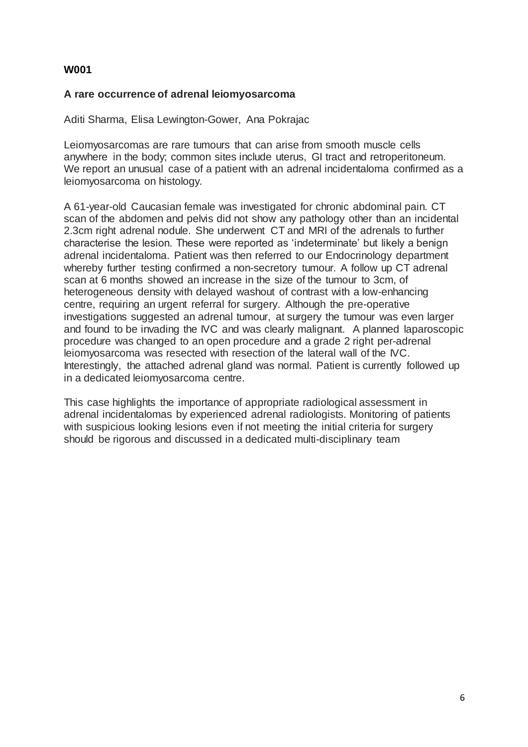**W001**

**A rare occurrence of adrenal leiomyosarcoma**

Aditi Sharma, Elisa Lewington-Gower, Ana Pokrajac

Leiomyosarcomas are rare tumours that can arise from smooth muscle cells anywhere in the body; common sites include uterus, GI tract and retroperitoneum. We report an unusual case of a patient with an adrenal incidentaloma confirmed as a leiomyosarcoma on histology.

A 61-year-old Caucasian female was investigated for chronic abdominal pain. CT scan of the abdomen and pelvis did not show any pathology other than an incidental 2.3cm right adrenal nodule. She underwent CT and MRI of the adrenals to further characterise the lesion. These were reported as 'indeterminate' but likely a benign adrenal incidentaloma. Patient was then referred to our Endocrinology department whereby further testing confirmed a non-secretory tumour. A follow up CT adrenal scan at 6 months showed an increase in the size of the tumour to 3cm, of heterogeneous density with delayed washout of contrast with a low-enhancing centre, requiring an urgent referral for surgery. Although the pre-operative investigations suggested an adrenal tumour, at surgery the tumour was even larger and found to be invading the IVC and was clearly malignant. A planned laparoscopic procedure was changed to an open procedure and a grade 2 right per-adrenal leiomyosarcoma was resected with resection of the lateral wall of the IVC. Interestingly, the attached adrenal gland was normal. Patient is currently followed up in a dedicated leiomyosarcoma centre.

This case highlights the importance of appropriate radiological assessment in adrenal incidentalomas by experienced adrenal radiologists. Monitoring of patients with suspicious looking lesions even if not meeting the initial criteria for surgery should be rigorous and discussed in a dedicated multi-disciplinary team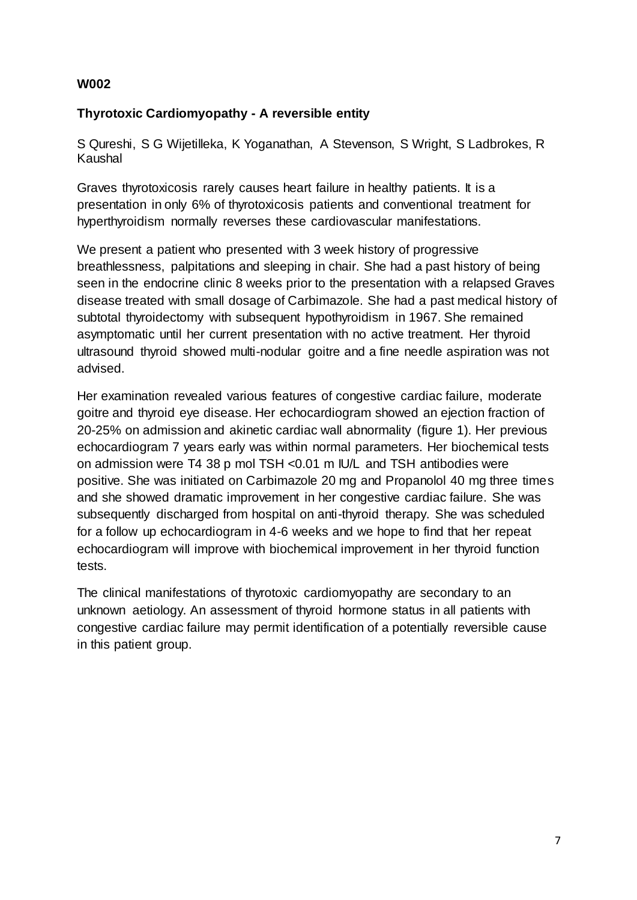**W002**

**Thyrotoxic Cardiomyopathy - A reversible entity**

S Qureshi, S G Wijetilleka, K Yoganathan, A Stevenson, S Wright, S Ladbrokes, R Kaushal

Graves thyrotoxicosis rarely causes heart failure in healthy patients. It is a presentation in only 6% of thyrotoxicosis patients and conventional treatment for hyperthyroidism normally reverses these cardiovascular manifestations.

We present a patient who presented with 3 week history of progressive breathlessness, palpitations and sleeping in chair. She had a past history of being seen in the endocrine clinic 8 weeks prior to the presentation with a relapsed Graves disease treated with small dosage of Carbimazole. She had a past medical history of subtotal thyroidectomy with subsequent hypothyroidism in 1967. She remained asymptomatic until her current presentation with no active treatment. Her thyroid ultrasound thyroid showed multi-nodular goitre and a fine needle aspiration was not advised.

Her examination revealed various features of congestive cardiac failure, moderate goitre and thyroid eye disease. Her echocardiogram showed an ejection fraction of 20-25% on admission and akinetic cardiac wall abnormality (figure 1). Her previous echocardiogram 7 years early was within normal parameters. Her biochemical tests on admission were T4 38 p mol TSH <0.01 m IU/L and TSH antibodies were positive. She was initiated on Carbimazole 20 mg and Propanolol 40 mg three times and she showed dramatic improvement in her congestive cardiac failure. She was subsequently discharged from hospital on anti-thyroid therapy. She was scheduled for a follow up echocardiogram in 4-6 weeks and we hope to find that her repeat echocardiogram will improve with biochemical improvement in her thyroid function tests.

The clinical manifestations of thyrotoxic cardiomyopathy are secondary to an unknown aetiology. An assessment of thyroid hormone status in all patients with congestive cardiac failure may permit identification of a potentially reversible cause in this patient group.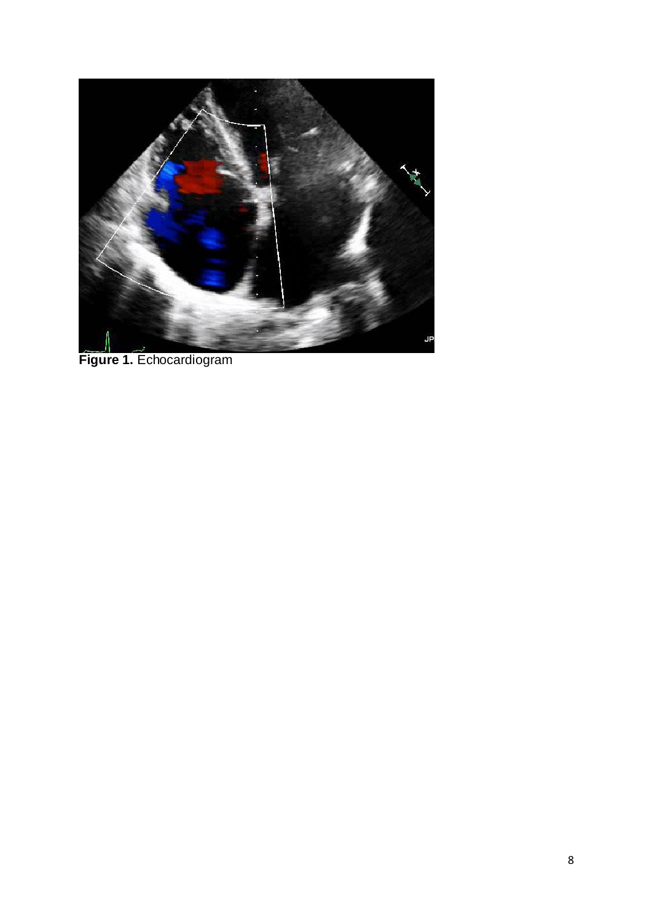**Figure 1.** Echocardiogram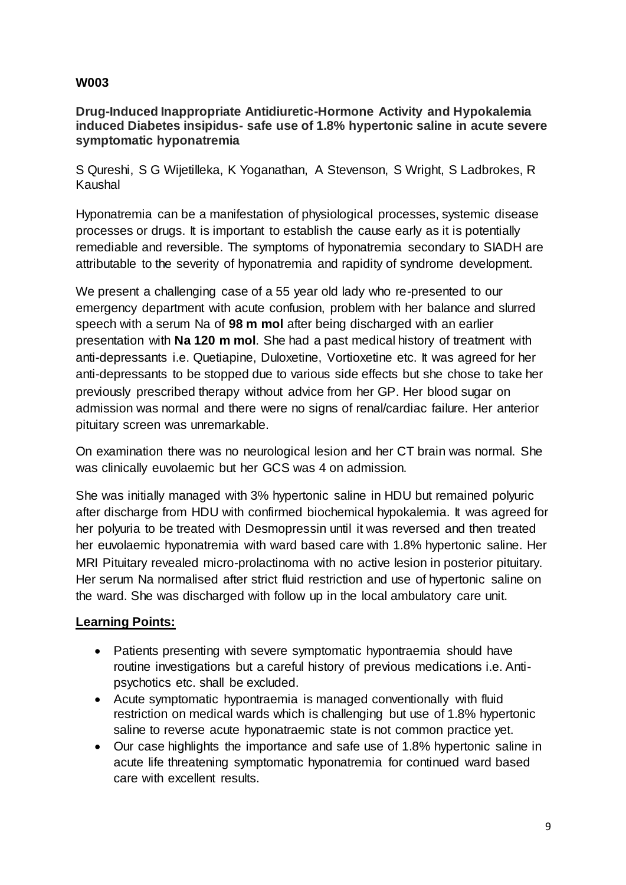**W003**

**Drug-Induced Inappropriate Antidiuretic-Hormone Activity and Hypokalemia induced Diabetes insipidus- safe use of 1.8% hypertonic saline in acute severe symptomatic hyponatremia**

S Qureshi, S G Wijetilleka, K Yoganathan, A Stevenson, S Wright, S Ladbrokes, R Kaushal

Hyponatremia can be a manifestation of physiological processes, systemic disease processes or drugs. It is important to establish the cause early as it is potentially remediable and reversible. The symptoms of hyponatremia secondary to SIADH are attributable to the severity of hyponatremia and rapidity of syndrome development.

We present a challenging case of a 55 year old lady who re-presented to our emergency department with acute confusion, problem with her balance and slurred speech with a serum Na of **98 m mol** after being discharged with an earlier presentation with **Na 120 m mol**. She had a past medical history of treatment with anti-depressants i.e. Quetiapine, Duloxetine, Vortioxetine etc. It was agreed for her anti-depressants to be stopped due to various side effects but she chose to take her previously prescribed therapy without advice from her GP. Her blood sugar on admission was normal and there were no signs of renal/cardiac failure. Her anterior pituitary screen was unremarkable.

On examination there was no neurological lesion and her CT brain was normal. She was clinically euvolaemic but her GCS was 4 on admission.

She was initially managed with 3% hypertonic saline in HDU but remained polyuric after discharge from HDU with confirmed biochemical hypokalemia. It was agreed for her polyuria to be treated with Desmopressin until it was reversed and then treated her euvolaemic hyponatremia with ward based care with 1.8% hypertonic saline. Her MRI Pituitary revealed micro-prolactinoma with no active lesion in posterior pituitary. Her serum Na normalised after strict fluid restriction and use of hypertonic saline on the ward. She was discharged with follow up in the local ambulatory care unit.

**Learning Points:**

- Patients presenting with severe symptomatic hypontraemia should have routine investigations but a careful history of previous medications i.e. Anti-psychotics etc. shall be excluded.
- Acute symptomatic hypontraemia is managed conventionally with fluid restriction on medical wards which is challenging but use of 1.8% hypertonic saline to reverse acute hyponatraemic state is not common practice yet.
- Our case highlights the importance and safe use of 1.8% hypertonic saline in acute life threatening symptomatic hyponatremia for continued ward based care with excellent results.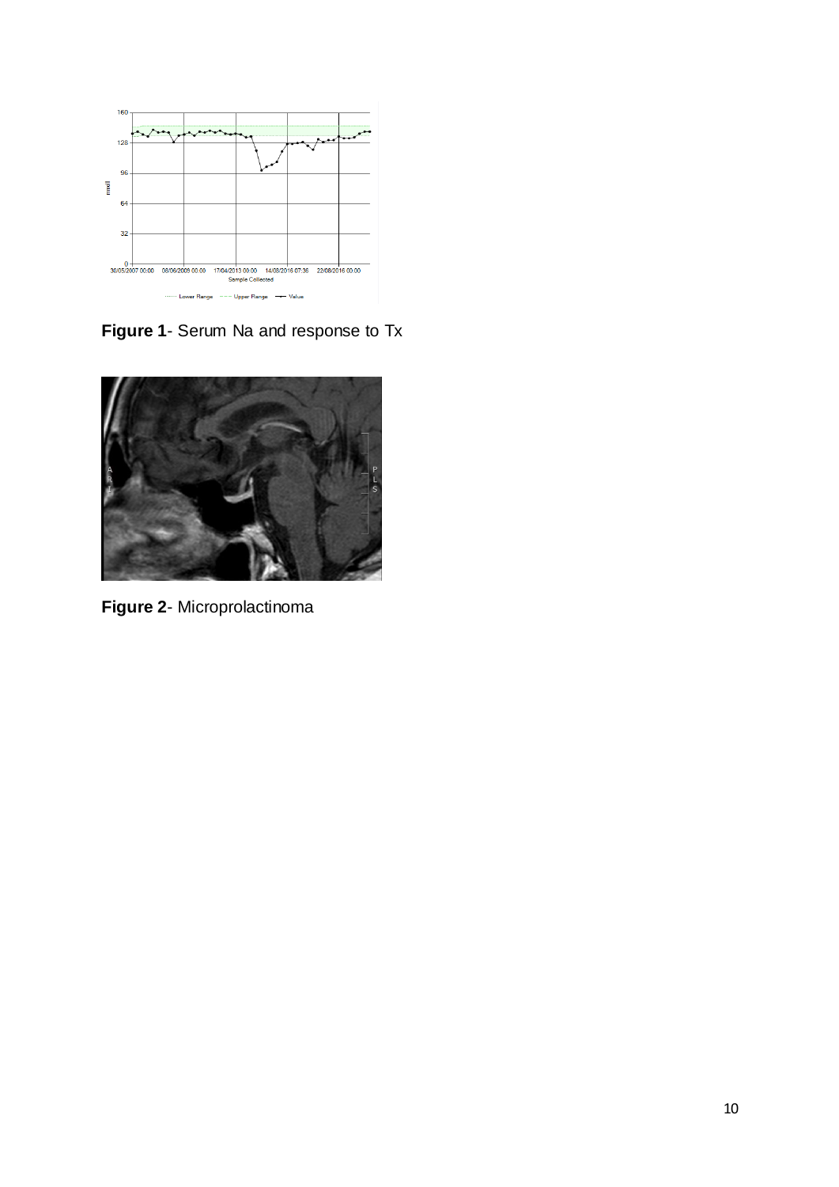160

128

96

64

32

0

mmol/l

30/05/2007 00:00 08/06/2009 00:00 17/04/2013 00:00 14/08/2016 07:36 22/08/2016 00:00

Sample Collected

Lower Range Upper Range Value

**Figure 1**- Serum Na and response to Tx

A
R
L

P
L
S

**Figure 2**- Microprolactinoma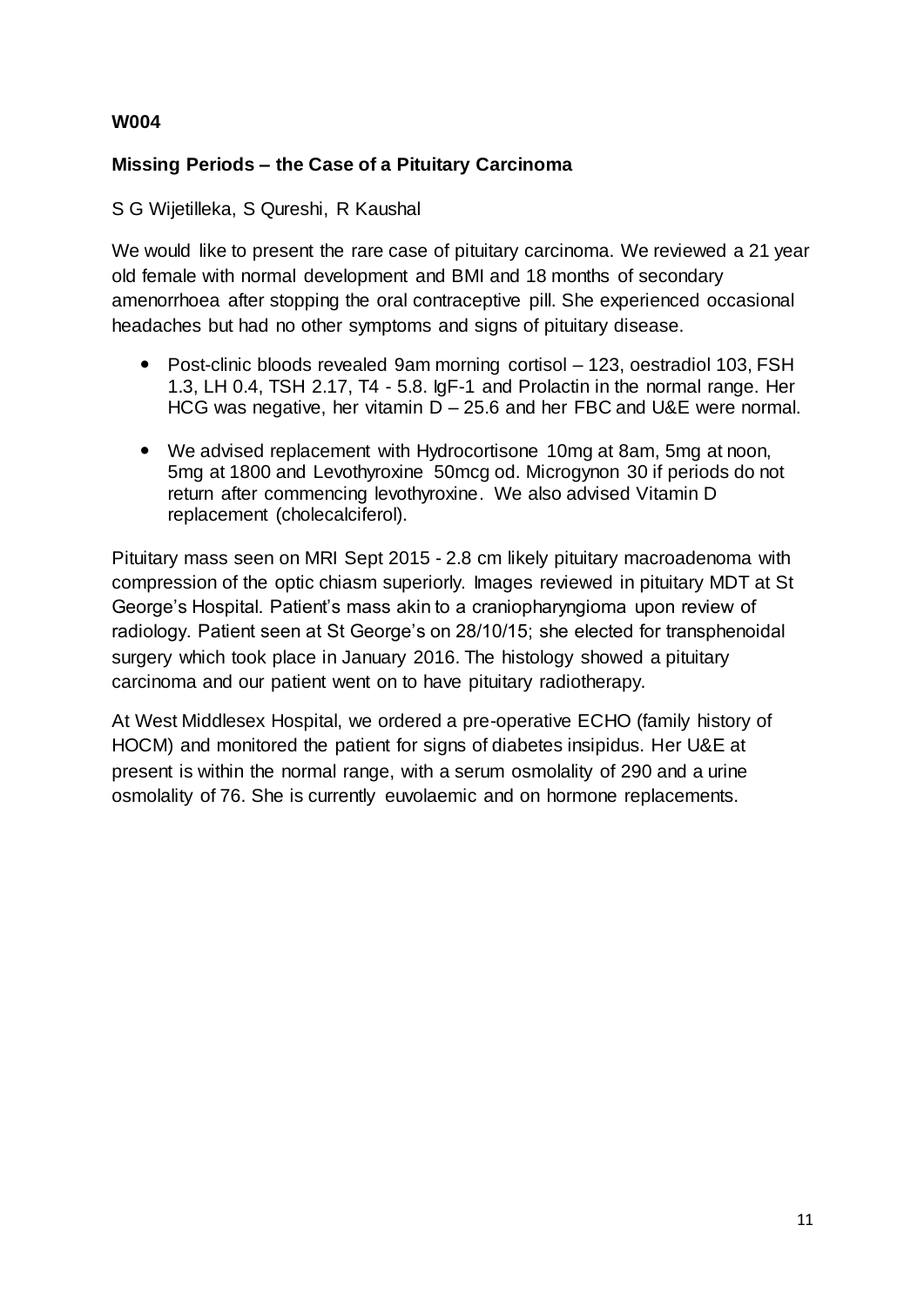**W004**

**Missing Periods – the Case of a Pituitary Carcinoma**

S G Wijetilleka, S Qureshi, R Kaushal

We would like to present the rare case of pituitary carcinoma. We reviewed a 21 year old female with normal development and BMI and 18 months of secondary amenorrhoea after stopping the oral contraceptive pill. She experienced occasional headaches but had no other symptoms and signs of pituitary disease.

- Post-clinic bloods revealed 9am morning cortisol – 123, oestradiol 103, FSH 1.3, LH 0.4, TSH 2.17, T4 - 5.8. IgF-1 and Prolactin in the normal range. Her HCG was negative, her vitamin D – 25.6 and her FBC and U&E were normal.
- We advised replacement with Hydrocortisone 10mg at 8am, 5mg at noon, 5mg at 1800 and Levothyroxine 50mcg od. Microgynon 30 if periods do not return after commencing levothyroxine. We also advised Vitamin D replacement (cholecalciferol).

Pituitary mass seen on MRI Sept 2015 - 2.8 cm likely pituitary macroadenoma with compression of the optic chiasm superiorly. Images reviewed in pituitary MDT at St George's Hospital. Patient's mass akin to a craniopharyngioma upon review of radiology. Patient seen at St George's on 28/10/15; she elected for transphenoidal surgery which took place in January 2016. The histology showed a pituitary carcinoma and our patient went on to have pituitary radiotherapy.

At West Middlesex Hospital, we ordered a pre-operative ECHO (family history of HOCM) and monitored the patient for signs of diabetes insipidus. Her U&E at present is within the normal range, with a serum osmolality of 290 and a urine osmolality of 76. She is currently euvolaemic and on hormone replacements.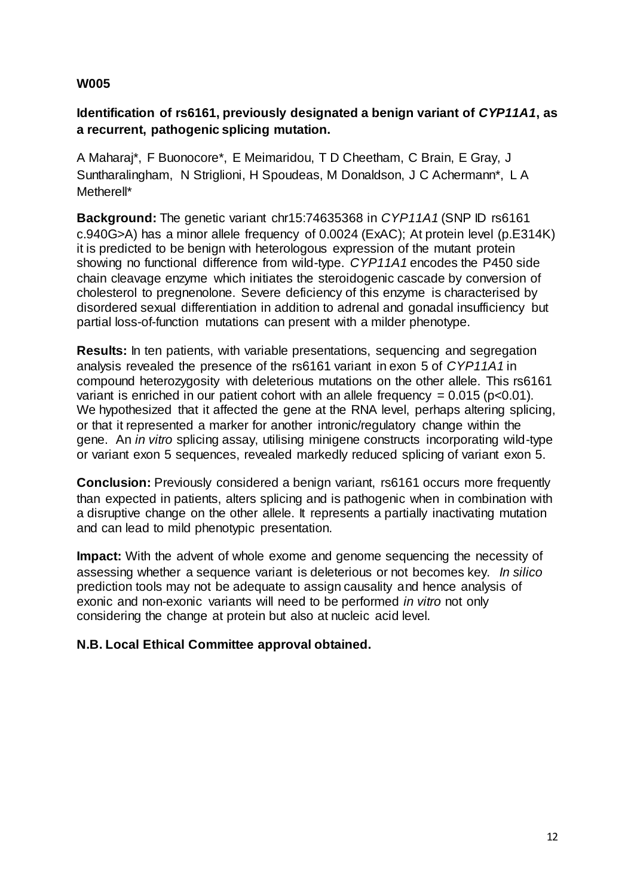**W005**

**Identification of rs6161, previously designated a benign variant of *CYP11A1*, as a recurrent, pathogenic splicing mutation.**

A Maharaj*, F Buonocore*, E Meimaridou, T D Cheetham, C Brain, E Gray, J Suntharalingham, N Striglioni, H Spoudeas, M Donaldson, J C Achermann*, L A Metherell*

**Background:** The genetic variant chr15:74635368 in *CYP11A1* (SNP ID rs6161 c.940G>A) has a minor allele frequency of 0.0024 (ExAC); At protein level (p.E314K) it is predicted to be benign with heterologous expression of the mutant protein showing no functional difference from wild-type. *CYP11A1* encodes the P450 side chain cleavage enzyme which initiates the steroidogenic cascade by conversion of cholesterol to pregnenolone. Severe deficiency of this enzyme is characterised by disordered sexual differentiation in addition to adrenal and gonadal insufficiency but partial loss-of-function mutations can present with a milder phenotype.

**Results:** In ten patients, with variable presentations, sequencing and segregation analysis revealed the presence of the rs6161 variant in exon 5 of *CYP11A1* in compound heterozygosity with deleterious mutations on the other allele. This rs6161 variant is enriched in our patient cohort with an allele frequency = 0.015 ($p<0.01$). We hypothesized that it affected the gene at the RNA level, perhaps altering splicing, or that it represented a marker for another intronic/regulatory change within the gene. An *in vitro* splicing assay, utilising minigene constructs incorporating wild-type or variant exon 5 sequences, revealed markedly reduced splicing of variant exon 5.

**Conclusion:** Previously considered a benign variant, rs6161 occurs more frequently than expected in patients, alters splicing and is pathogenic when in combination with a disruptive change on the other allele. It represents a partially inactivating mutation and can lead to mild phenotypic presentation.

**Impact:** With the advent of whole exome and genome sequencing the necessity of assessing whether a sequence variant is deleterious or not becomes key. *In silico* prediction tools may not be adequate to assign causality and hence analysis of exonic and non-exonic variants will need to be performed *in vitro* not only considering the change at protein but also at nucleic acid level.

**N.B. Local Ethical Committee approval obtained.**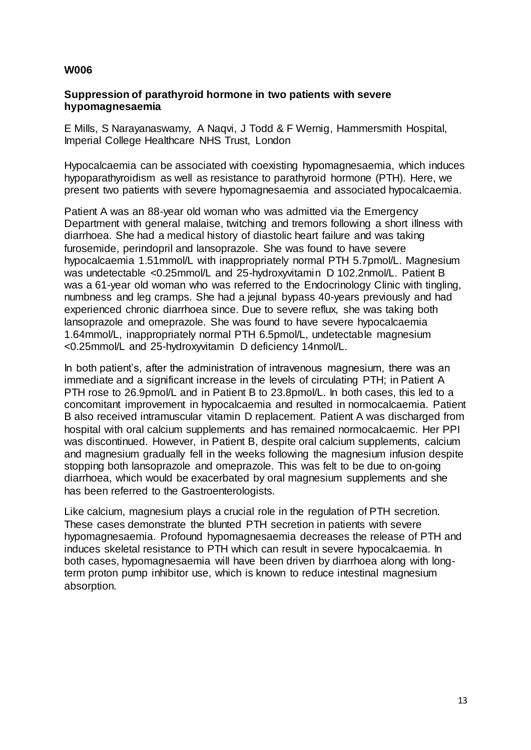**W006**

**Suppression of parathyroid hormone in two patients with severe hypomagnesaemia**

E Mills, S Narayanaswamy, A Naqvi, J Todd & F Wernig, Hammersmith Hospital, Imperial College Healthcare NHS Trust, London

Hypocalcaemia can be associated with coexisting hypomagnesaemia, which induces hypoparathyroidism as well as resistance to parathyroid hormone (PTH). Here, we present two patients with severe hypomagnesaemia and associated hypocalcaemia.

Patient A was an 88-year old woman who was admitted via the Emergency Department with general malaise, twitching and tremors following a short illness with diarrhoea. She had a medical history of diastolic heart failure and was taking furosemide, perindopril and lansoprazole. She was found to have severe hypocalcaemia 1.51mmol/L with inappropriately normal PTH 5.7pmol/L. Magnesium was undetectable <0.25mmol/L and 25-hydroxyvitamin D 102.2nmol/L. Patient B was a 61-year old woman who was referred to the Endocrinology Clinic with tingling, numbness and leg cramps. She had a jejunal bypass 40-years previously and had experienced chronic diarrhoea since. Due to severe reflux, she was taking both lansoprazole and omeprazole. She was found to have severe hypocalcaemia 1.64mmol/L, inappropriately normal PTH 6.5pmol/L, undetectable magnesium <0.25mmol/L and 25-hydroxyvitamin D deficiency 14nmol/L.

In both patient's, after the administration of intravenous magnesium, there was an immediate and a significant increase in the levels of circulating PTH; in Patient A PTH rose to 26.9pmol/L and in Patient B to 23.8pmol/L. In both cases, this led to a concomitant improvement in hypocalcaemia and resulted in normocalcaemia. Patient B also received intramuscular vitamin D replacement. Patient A was discharged from hospital with oral calcium supplements and has remained normocalcaemic. Her PPI was discontinued. However, in Patient B, despite oral calcium supplements, calcium and magnesium gradually fell in the weeks following the magnesium infusion despite stopping both lansoprazole and omeprazole. This was felt to be due to on-going diarrhoea, which would be exacerbated by oral magnesium supplements and she has been referred to the Gastroenterologists.

Like calcium, magnesium plays a crucial role in the regulation of PTH secretion. These cases demonstrate the blunted PTH secretion in patients with severe hypomagnesaemia. Profound hypomagnesaemia decreases the release of PTH and induces skeletal resistance to PTH which can result in severe hypocalcaemia. In both cases, hypomagnesaemia will have been driven by diarrhoea along with long-term proton pump inhibitor use, which is known to reduce intestinal magnesium absorption.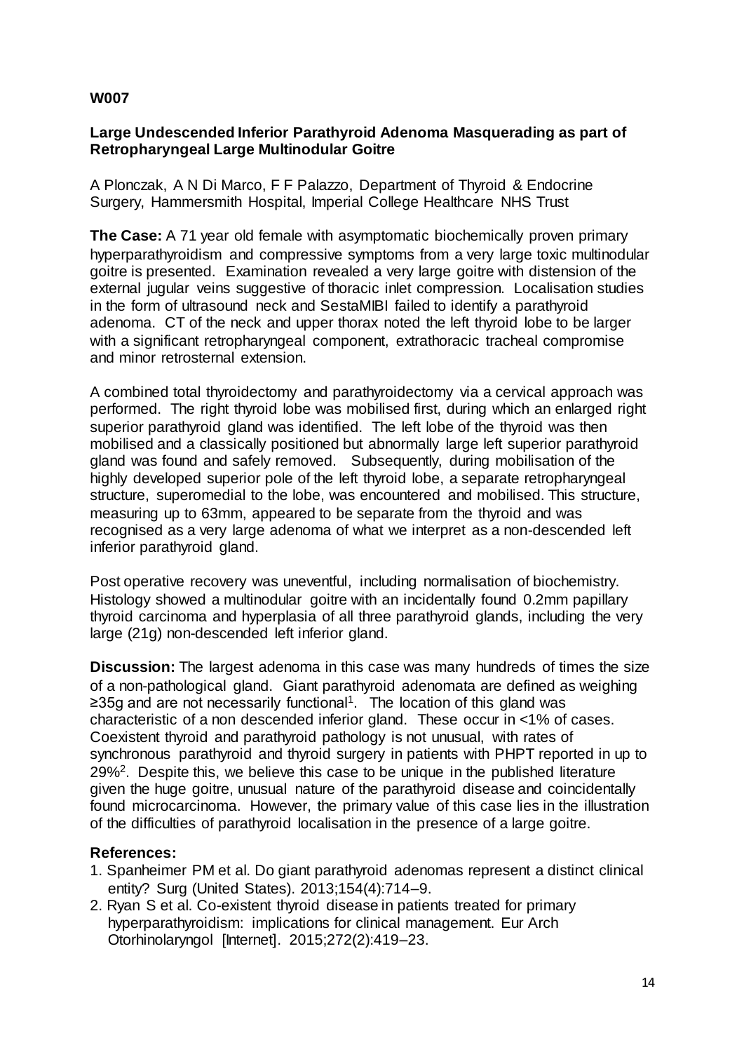**W007**

**Large Undescended Inferior Parathyroid Adenoma Masquerading as part of Retropharyngeal Large Multinodular Goitre**

A Plonczak, A N Di Marco, F F Palazzo, Department of Thyroid & Endocrine Surgery, Hammersmith Hospital, Imperial College Healthcare NHS Trust

**The Case:** A 71 year old female with asymptomatic biochemically proven primary hyperparathyroidism and compressive symptoms from a very large toxic multinodular goitre is presented. Examination revealed a very large goitre with distension of the external jugular veins suggestive of thoracic inlet compression. Localisation studies in the form of ultrasound neck and SestaMIBI failed to identify a parathyroid adenoma. CT of the neck and upper thorax noted the left thyroid lobe to be larger with a significant retropharyngeal component, extrathoracic tracheal compromise and minor retrosternal extension.

A combined total thyroidectomy and parathyroidectomy via a cervical approach was performed. The right thyroid lobe was mobilised first, during which an enlarged right superior parathyroid gland was identified. The left lobe of the thyroid was then mobilised and a classically positioned but abnormally large left superior parathyroid gland was found and safely removed. Subsequently, during mobilisation of the highly developed superior pole of the left thyroid lobe, a separate retropharyngeal structure, superomedial to the lobe, was encountered and mobilised. This structure, measuring up to 63mm, appeared to be separate from the thyroid and was recognised as a very large adenoma of what we interpret as a non-descended left inferior parathyroid gland.

Post operative recovery was uneventful, including normalisation of biochemistry. Histology showed a multinodular goitre with an incidentally found 0.2mm papillary thyroid carcinoma and hyperplasia of all three parathyroid glands, including the very large (21g) non-descended left inferior gland.

**Discussion:** The largest adenoma in this case was many hundreds of times the size of a non-pathological gland. Giant parathyroid adenomata are defined as weighing ≥35g and are not necessarily functional[1]. The location of this gland was characteristic of a non descended inferior gland. These occur in <1% of cases. Coexistent thyroid and parathyroid pathology is not unusual, with rates of synchronous parathyroid and thyroid surgery in patients with PHPT reported in up to 29%[2]. Despite this, we believe this case to be unique in the published literature given the huge goitre, unusual nature of the parathyroid disease and coincidentally found microcarcinoma. However, the primary value of this case lies in the illustration of the difficulties of parathyroid localisation in the presence of a large goitre.

**References:**

1. Spanheimer PM et al. Do giant parathyroid adenomas represent a distinct clinical entity? Surg (United States). 2013;154(4):714–9.
2. Ryan S et al. Co-existent thyroid disease in patients treated for primary hyperparathyroidism: implications for clinical management. Eur Arch Otorhinolaryngol [Internet]. 2015;272(2):419–23.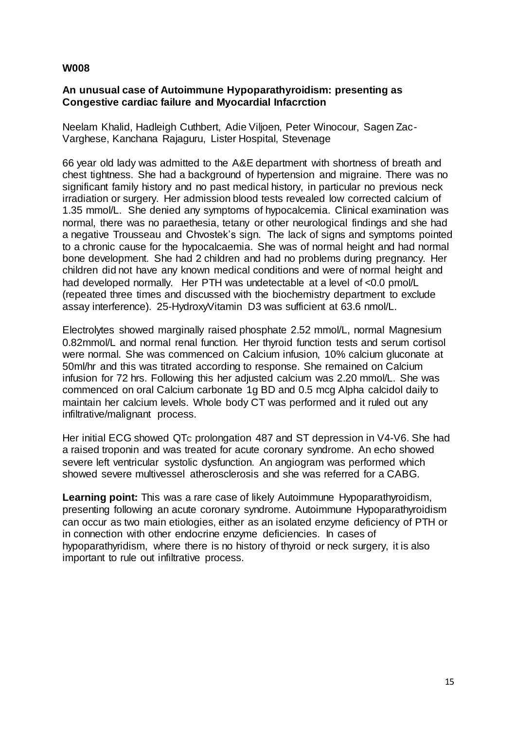**W008**

**An unusual case of Autoimmune Hypoparathyroidism: presenting as Congestive cardiac failure and Myocardial Infacrction**

Neelam Khalid, Hadleigh Cuthbert, Adie Viljoen, Peter Winocour, Sagen Zac-Varghese, Kanchana Rajaguru, Lister Hospital, Stevenage

66 year old lady was admitted to the A&E department with shortness of breath and chest tightness. She had a background of hypertension and migraine. There was no significant family history and no past medical history, in particular no previous neck irradiation or surgery. Her admission blood tests revealed low corrected calcium of 1.35 mmol/L. She denied any symptoms of hypocalcemia. Clinical examination was normal, there was no paraethesia, tetany or other neurological findings and she had a negative Trousseau and Chvostek's sign. The lack of signs and symptoms pointed to a chronic cause for the hypocalcaemia. She was of normal height and had normal bone development. She had 2 children and had no problems during pregnancy. Her children did not have any known medical conditions and were of normal height and had developed normally. Her PTH was undetectable at a level of <0.0 pmol/L (repeated three times and discussed with the biochemistry department to exclude assay interference). 25-HydroxyVitamin D3 was sufficient at 63.6 nmol/L.

Electrolytes showed marginally raised phosphate 2.52 mmol/L, normal Magnesium 0.82mmol/L and normal renal function. Her thyroid function tests and serum cortisol were normal. She was commenced on Calcium infusion, 10% calcium gluconate at 50ml/hr and this was titrated according to response. She remained on Calcium infusion for 72 hrs. Following this her adjusted calcium was 2.20 mmol/L. She was commenced on oral Calcium carbonate 1g BD and 0.5 mcg Alpha calcidol daily to maintain her calcium levels. Whole body CT was performed and it ruled out any infiltrative/malignant process.

Her initial ECG showed $QT_C$ prolongation 487 and ST depression in V4-V6. She had a raised troponin and was treated for acute coronary syndrome. An echo showed severe left ventricular systolic dysfunction. An angiogram was performed which showed severe multivessel atherosclerosis and she was referred for a CABG.

**Learning point:** This was a rare case of likely Autoimmune Hypoparathyroidism, presenting following an acute coronary syndrome. Autoimmune Hypoparathyroidism can occur as two main etiologies, either as an isolated enzyme deficiency of PTH or in connection with other endocrine enzyme deficiencies. In cases of hypoparathyridism, where there is no history of thyroid or neck surgery, it is also important to rule out infiltrative process.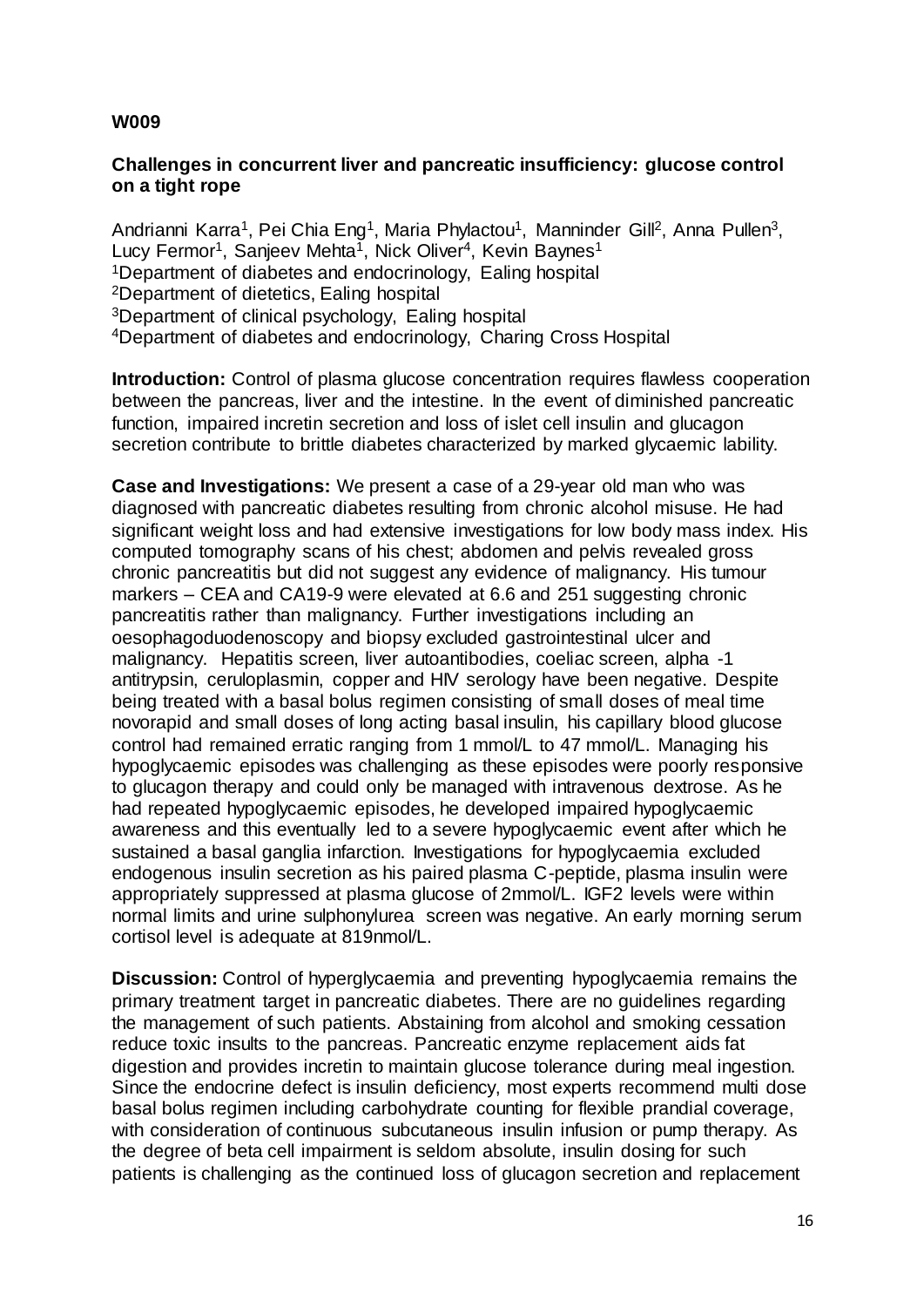**W009**

**Challenges in concurrent liver and pancreatic insufficiency: glucose control on a tight rope**

Andrianni Karra[1], Pei Chia Eng[1], Maria Phylactou[1], Manninder Gill[2], Anna Pullen[3], Lucy Fermor[1], Sanjeev Mehta[1], Nick Oliver[4], Kevin Baynes[1]

[1]Department of diabetes and endocrinology, Ealing hospital

[2]Department of dietetics, Ealing hospital

[3]Department of clinical psychology, Ealing hospital

[4]Department of diabetes and endocrinology, Charing Cross Hospital

**Introduction:** Control of plasma glucose concentration requires flawless cooperation between the pancreas, liver and the intestine. In the event of diminished pancreatic function, impaired incretin secretion and loss of islet cell insulin and glucagon secretion contribute to brittle diabetes characterized by marked glycaemic lability.

**Case and Investigations:** We present a case of a 29-year old man who was diagnosed with pancreatic diabetes resulting from chronic alcohol misuse. He had significant weight loss and had extensive investigations for low body mass index. His computed tomography scans of his chest; abdomen and pelvis revealed gross chronic pancreatitis but did not suggest any evidence of malignancy. His tumour markers – CEA and CA19-9 were elevated at 6.6 and 251 suggesting chronic pancreatitis rather than malignancy. Further investigations including an oesophagoduodenoscopy and biopsy excluded gastrointestinal ulcer and malignancy. Hepatitis screen, liver autoantibodies, coeliac screen, alpha -1 antitrypsin, ceruloplasmin, copper and HIV serology have been negative. Despite being treated with a basal bolus regimen consisting of small doses of meal time novorapid and small doses of long acting basal insulin, his capillary blood glucose control had remained erratic ranging from 1 mmol/L to 47 mmol/L. Managing his hypoglycaemic episodes was challenging as these episodes were poorly responsive to glucagon therapy and could only be managed with intravenous dextrose. As he had repeated hypoglycaemic episodes, he developed impaired hypoglycaemic awareness and this eventually led to a severe hypoglycaemic event after which he sustained a basal ganglia infarction. Investigations for hypoglycaemia excluded endogenous insulin secretion as his paired plasma C-peptide, plasma insulin were appropriately suppressed at plasma glucose of 2mmol/L. IGF2 levels were within normal limits and urine sulphonylurea screen was negative. An early morning serum cortisol level is adequate at 819nmol/L.

**Discussion:** Control of hyperglycaemia and preventing hypoglycaemia remains the primary treatment target in pancreatic diabetes. There are no guidelines regarding the management of such patients. Abstaining from alcohol and smoking cessation reduce toxic insults to the pancreas. Pancreatic enzyme replacement aids fat digestion and provides incretin to maintain glucose tolerance during meal ingestion. Since the endocrine defect is insulin deficiency, most experts recommend multi dose basal bolus regimen including carbohydrate counting for flexible prandial coverage, with consideration of continuous subcutaneous insulin infusion or pump therapy. As the degree of beta cell impairment is seldom absolute, insulin dosing for such patients is challenging as the continued loss of glucagon secretion and replacement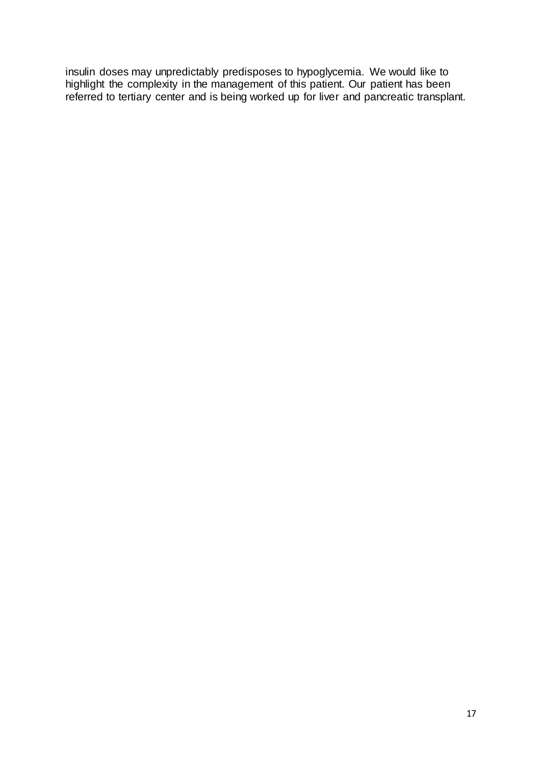insulin doses may unpredictably predisposes to hypoglycemia. We would like to highlight the complexity in the management of this patient. Our patient has been referred to tertiary center and is being worked up for liver and pancreatic transplant.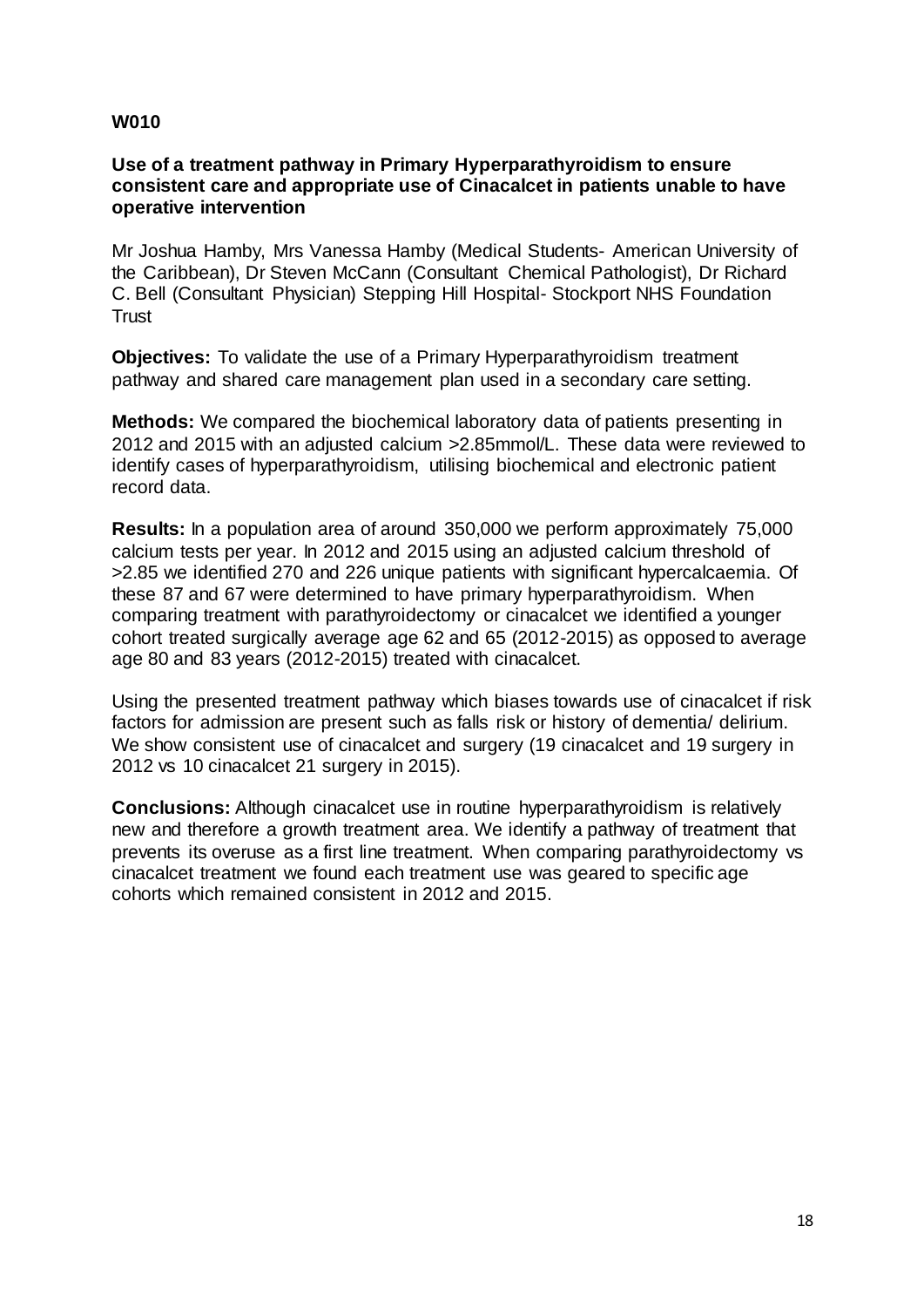**W010**

**Use of a treatment pathway in Primary Hyperparathyroidism to ensure consistent care and appropriate use of Cinacalcet in patients unable to have operative intervention**

Mr Joshua Hamby, Mrs Vanessa Hamby (Medical Students- American University of the Caribbean), Dr Steven McCann (Consultant Chemical Pathologist), Dr Richard C. Bell (Consultant Physician) Stepping Hill Hospital- Stockport NHS Foundation Trust

**Objectives:** To validate the use of a Primary Hyperparathyroidism treatment pathway and shared care management plan used in a secondary care setting.

**Methods:** We compared the biochemical laboratory data of patients presenting in 2012 and 2015 with an adjusted calcium >2.85mmol/L. These data were reviewed to identify cases of hyperparathyroidism, utilising biochemical and electronic patient record data.

**Results:** In a population area of around 350,000 we perform approximately 75,000 calcium tests per year. In 2012 and 2015 using an adjusted calcium threshold of >2.85 we identified 270 and 226 unique patients with significant hypercalcaemia. Of these 87 and 67 were determined to have primary hyperparathyroidism. When comparing treatment with parathyroidectomy or cinacalcet we identified a younger cohort treated surgically average age 62 and 65 (2012-2015) as opposed to average age 80 and 83 years (2012-2015) treated with cinacalcet.

Using the presented treatment pathway which biases towards use of cinacalcet if risk factors for admission are present such as falls risk or history of dementia/ delirium. We show consistent use of cinacalcet and surgery (19 cinacalcet and 19 surgery in 2012 vs 10 cinacalcet 21 surgery in 2015).

**Conclusions:** Although cinacalcet use in routine hyperparathyroidism is relatively new and therefore a growth treatment area. We identify a pathway of treatment that prevents its overuse as a first line treatment. When comparing parathyroidectomy vs cinacalcet treatment we found each treatment use was geared to specific age cohorts which remained consistent in 2012 and 2015.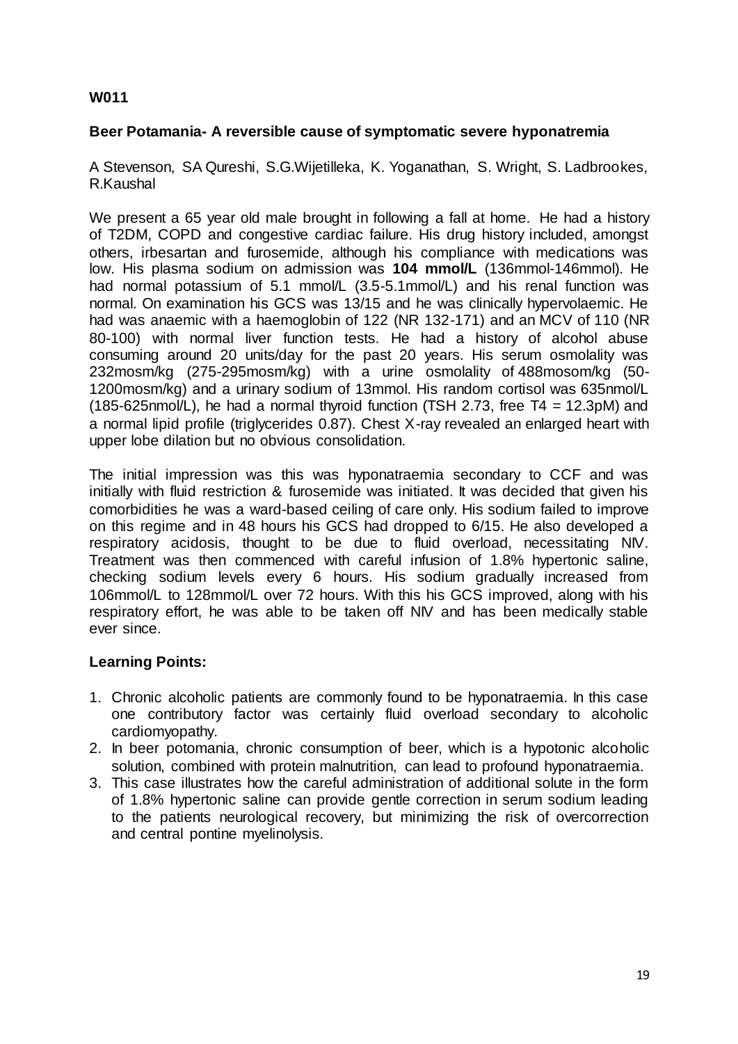**W011**

**Beer Potamania- A reversible cause of symptomatic severe hyponatremia**

A Stevenson, SA Qureshi, S.G.Wijetilleka, K. Yoganathan, S. Wright, S. Ladbrookes, R.Kaushal

We present a 65 year old male brought in following a fall at home. He had a history of T2DM, COPD and congestive cardiac failure. His drug history included, amongst others, irbesartan and furosemide, although his compliance with medications was low. His plasma sodium on admission was **104 mmol/L** (136mmol-146mmol). He had normal potassium of 5.1 mmol/L (3.5-5.1mmol/L) and his renal function was normal. On examination his GCS was 13/15 and he was clinically hypervolaemic. He had was anaemic with a haemoglobin of 122 (NR 132-171) and an MCV of 110 (NR 80-100) with normal liver function tests. He had a history of alcohol abuse consuming around 20 units/day for the past 20 years. His serum osmolality was 232mosm/kg (275-295mosm/kg) with a urine osmolality of 488mosom/kg (50-1200mosm/kg) and a urinary sodium of 13mmol. His random cortisol was 635nmol/L (185-625nmol/L), he had a normal thyroid function (TSH 2.73, free T4 = 12.3pM) and a normal lipid profile (triglycerides 0.87). Chest X-ray revealed an enlarged heart with upper lobe dilation but no obvious consolidation.

The initial impression was this was hyponatraemia secondary to CCF and was initially with fluid restriction & furosemide was initiated. It was decided that given his comorbidities he was a ward-based ceiling of care only. His sodium failed to improve on this regime and in 48 hours his GCS had dropped to 6/15. He also developed a respiratory acidosis, thought to be due to fluid overload, necessitating NIV. Treatment was then commenced with careful infusion of 1.8% hypertonic saline, checking sodium levels every 6 hours. His sodium gradually increased from 106mmol/L to 128mmol/L over 72 hours. With this his GCS improved, along with his respiratory effort, he was able to be taken off NIV and has been medically stable ever since.

**Learning Points:**

1. Chronic alcoholic patients are commonly found to be hyponatraemia. In this case one contributory factor was certainly fluid overload secondary to alcoholic cardiomyopathy.
2. In beer potomania, chronic consumption of beer, which is a hypotonic alcoholic solution, combined with protein malnutrition, can lead to profound hyponatraemia.
3. This case illustrates how the careful administration of additional solute in the form of 1.8% hypertonic saline can provide gentle correction in serum sodium leading to the patients neurological recovery, but minimizing the risk of overcorrection and central pontine myelinolysis.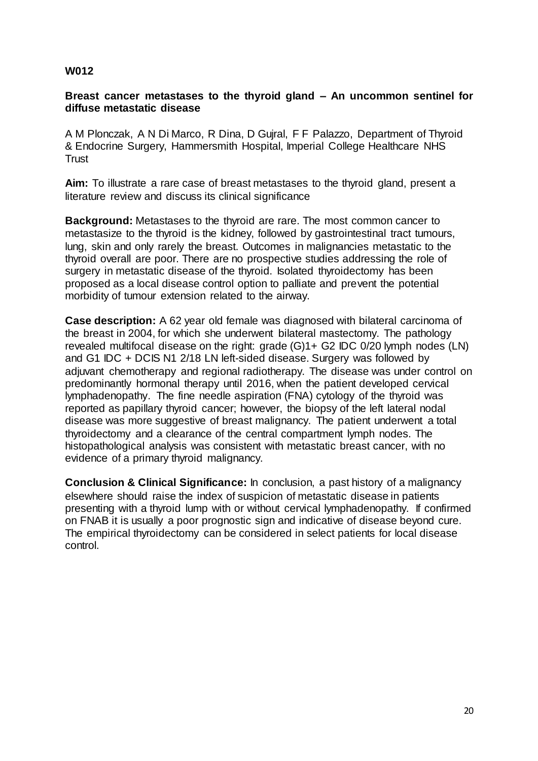**W012**

**Breast cancer metastases to the thyroid gland – An uncommon sentinel for diffuse metastatic disease**

A M Plonczak, A N Di Marco, R Dina, D Gujral, F F Palazzo, Department of Thyroid & Endocrine Surgery, Hammersmith Hospital, Imperial College Healthcare NHS Trust

**Aim:** To illustrate a rare case of breast metastases to the thyroid gland, present a literature review and discuss its clinical significance

**Background:** Metastases to the thyroid are rare. The most common cancer to metastasize to the thyroid is the kidney, followed by gastrointestinal tract tumours, lung, skin and only rarely the breast. Outcomes in malignancies metastatic to the thyroid overall are poor. There are no prospective studies addressing the role of surgery in metastatic disease of the thyroid. Isolated thyroidectomy has been proposed as a local disease control option to palliate and prevent the potential morbidity of tumour extension related to the airway.

**Case description:** A 62 year old female was diagnosed with bilateral carcinoma of the breast in 2004, for which she underwent bilateral mastectomy. The pathology revealed multifocal disease on the right: grade (G)1+ G2 IDC 0/20 lymph nodes (LN) and G1 IDC + DCIS N1 2/18 LN left-sided disease. Surgery was followed by adjuvant chemotherapy and regional radiotherapy. The disease was under control on predominantly hormonal therapy until 2016, when the patient developed cervical lymphadenopathy. The fine needle aspiration (FNA) cytology of the thyroid was reported as papillary thyroid cancer; however, the biopsy of the left lateral nodal disease was more suggestive of breast malignancy. The patient underwent a total thyroidectomy and a clearance of the central compartment lymph nodes. The histopathological analysis was consistent with metastatic breast cancer, with no evidence of a primary thyroid malignancy.

**Conclusion & Clinical Significance:** In conclusion, a past history of a malignancy elsewhere should raise the index of suspicion of metastatic disease in patients presenting with a thyroid lump with or without cervical lymphadenopathy. If confirmed on FNAB it is usually a poor prognostic sign and indicative of disease beyond cure. The empirical thyroidectomy can be considered in select patients for local disease control.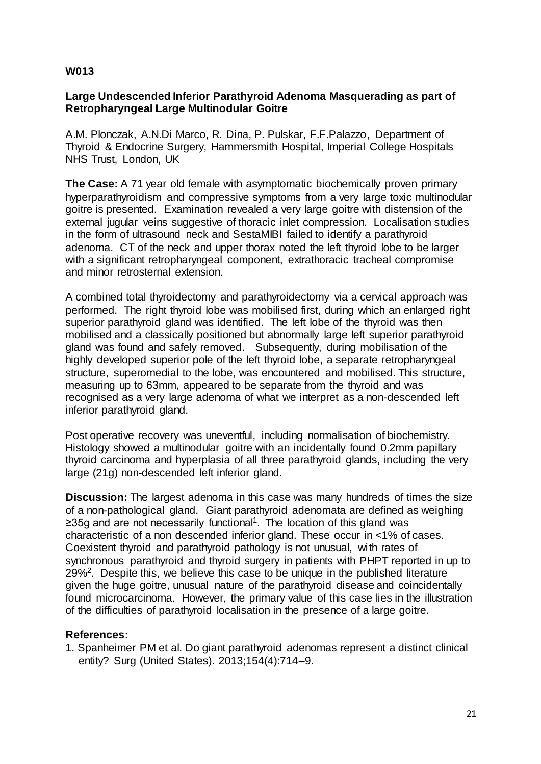**W013**

**Large Undescended Inferior Parathyroid Adenoma Masquerading as part of Retropharyngeal Large Multinodular Goitre**

A.M. Plonczak, A.N.Di Marco, R. Dina, P. Pulskar, F.F.Palazzo, Department of Thyroid & Endocrine Surgery, Hammersmith Hospital, Imperial College Hospitals NHS Trust, London, UK

**The Case:** A 71 year old female with asymptomatic biochemically proven primary hyperparathyroidism and compressive symptoms from a very large toxic multinodular goitre is presented. Examination revealed a very large goitre with distension of the external jugular veins suggestive of thoracic inlet compression. Localisation studies in the form of ultrasound neck and SestaMIBI failed to identify a parathyroid adenoma. CT of the neck and upper thorax noted the left thyroid lobe to be larger with a significant retropharyngeal component, extrathoracic tracheal compromise and minor retrosternal extension.

A combined total thyroidectomy and parathyroidectomy via a cervical approach was performed. The right thyroid lobe was mobilised first, during which an enlarged right superior parathyroid gland was identified. The left lobe of the thyroid was then mobilised and a classically positioned but abnormally large left superior parathyroid gland was found and safely removed. Subsequently, during mobilisation of the highly developed superior pole of the left thyroid lobe, a separate retropharyngeal structure, superomedial to the lobe, was encountered and mobilised. This structure, measuring up to 63mm, appeared to be separate from the thyroid and was recognised as a very large adenoma of what we interpret as a non-descended left inferior parathyroid gland.

Post operative recovery was uneventful, including normalisation of biochemistry. Histology showed a multinodular goitre with an incidentally found 0.2mm papillary thyroid carcinoma and hyperplasia of all three parathyroid glands, including the very large (21g) non-descended left inferior gland.

**Discussion:** The largest adenoma in this case was many hundreds of times the size of a non-pathological gland. Giant parathyroid adenomata are defined as weighing ≥35g and are not necessarily functional[1]. The location of this gland was characteristic of a non descended inferior gland. These occur in <1% of cases. Coexistent thyroid and parathyroid pathology is not unusual, with rates of synchronous parathyroid and thyroid surgery in patients with PHPT reported in up to 29%[2]. Despite this, we believe this case to be unique in the published literature given the huge goitre, unusual nature of the parathyroid disease and coincidentally found microcarcinoma. However, the primary value of this case lies in the illustration of the difficulties of parathyroid localisation in the presence of a large goitre.

**References:**

1. Spanheimer PM et al. Do giant parathyroid adenomas represent a distinct clinical entity? Surg (United States). 2013;154(4):714–9.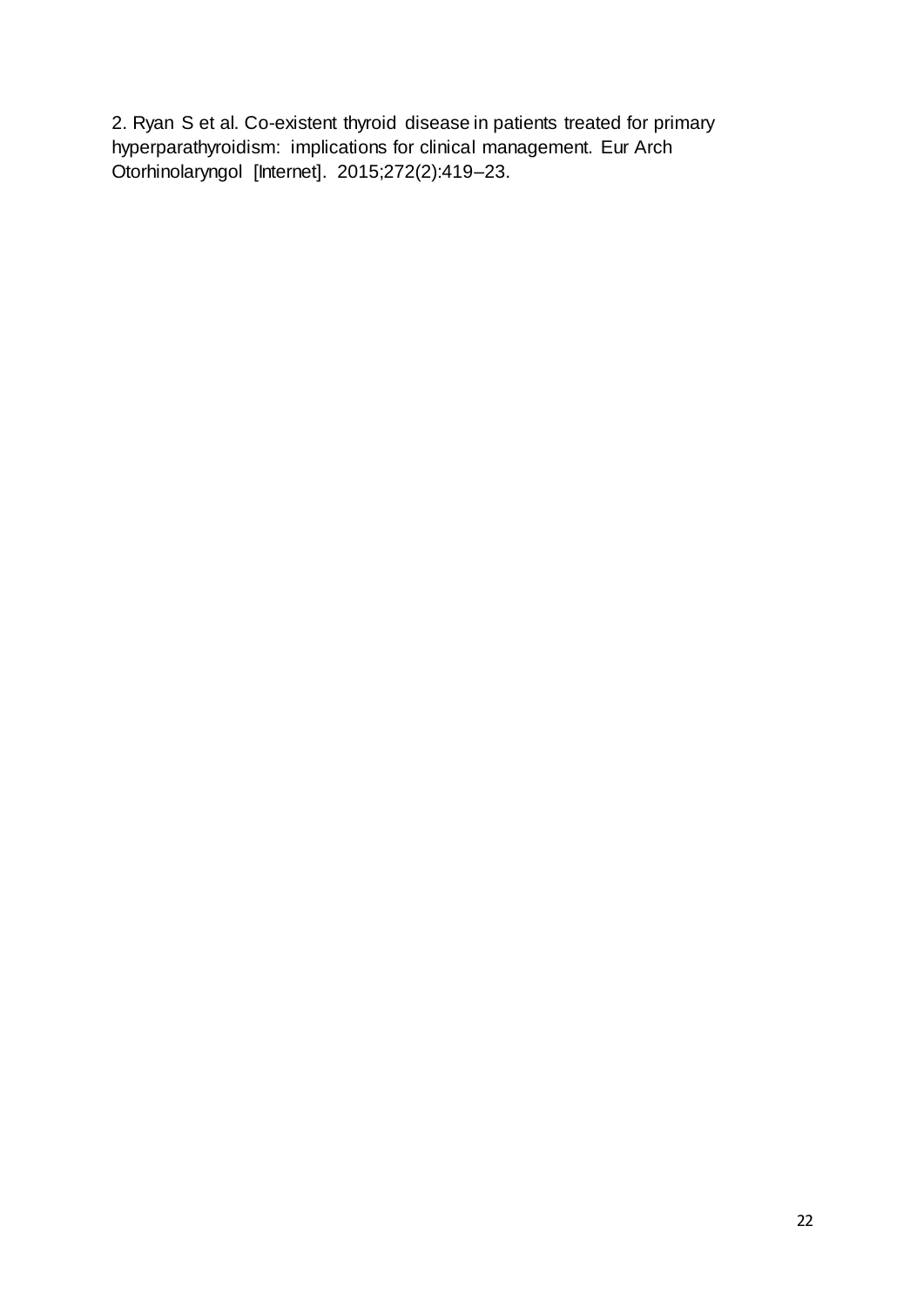2. Ryan S et al. Co-existent thyroid disease in patients treated for primary hyperparathyroidism: implications for clinical management. Eur Arch Otorhinolaryngol [Internet]. 2015;272(2):419–23.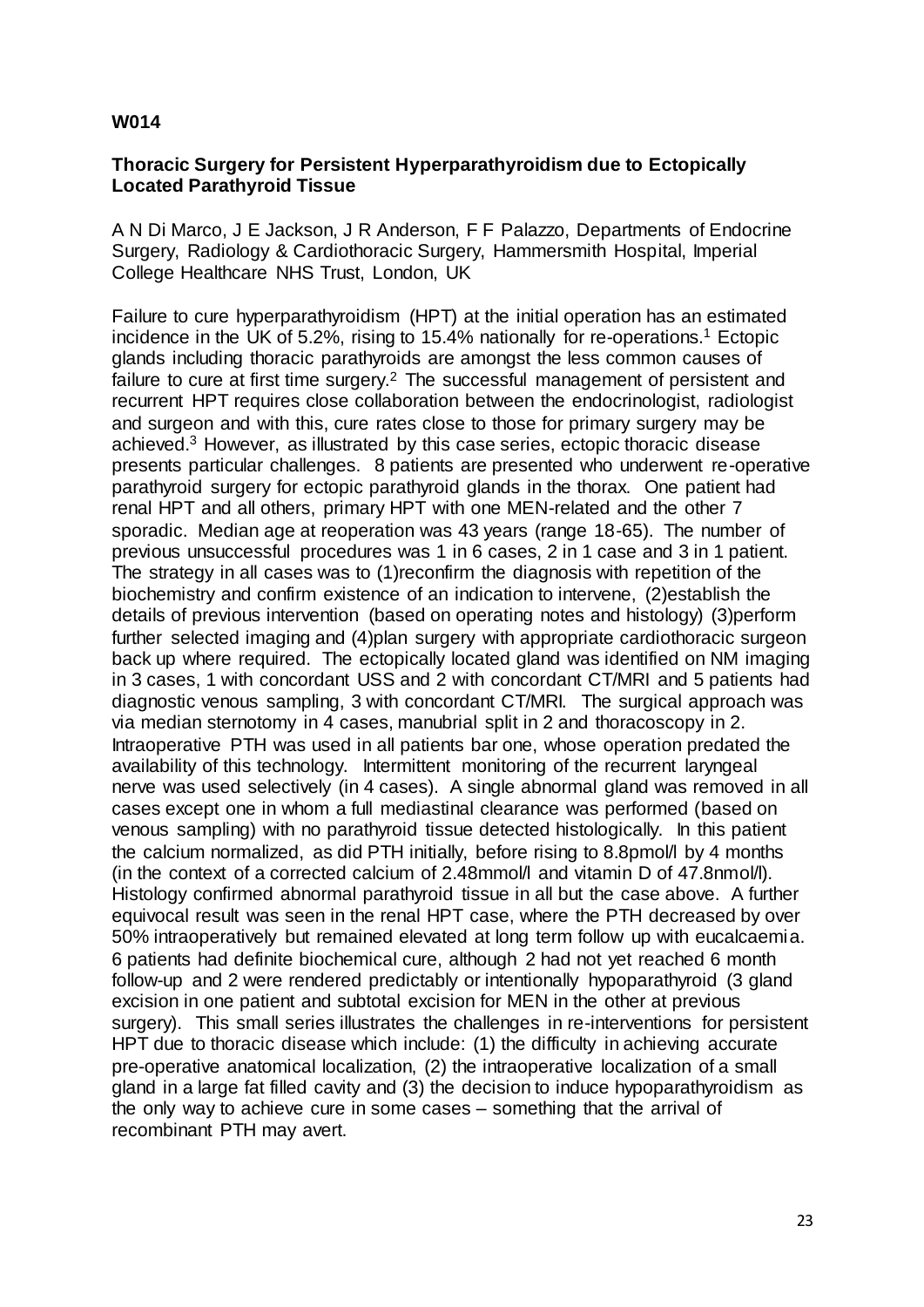**W014**

**Thoracic Surgery for Persistent Hyperparathyroidism due to Ectopically Located Parathyroid Tissue**

A N Di Marco, J E Jackson, J R Anderson, F F Palazzo, Departments of Endocrine Surgery, Radiology & Cardiothoracic Surgery, Hammersmith Hospital, Imperial College Healthcare NHS Trust, London, UK

Failure to cure hyperparathyroidism (HPT) at the initial operation has an estimated incidence in the UK of 5.2%, rising to 15.4% nationally for re-operations.[1] Ectopic glands including thoracic parathyroids are amongst the less common causes of failure to cure at first time surgery.[2] The successful management of persistent and recurrent HPT requires close collaboration between the endocrinologist, radiologist and surgeon and with this, cure rates close to those for primary surgery may be achieved.[3] However, as illustrated by this case series, ectopic thoracic disease presents particular challenges. 8 patients are presented who underwent re-operative parathyroid surgery for ectopic parathyroid glands in the thorax. One patient had renal HPT and all others, primary HPT with one MEN-related and the other 7 sporadic. Median age at reoperation was 43 years (range 18-65). The number of previous unsuccessful procedures was 1 in 6 cases, 2 in 1 case and 3 in 1 patient. The strategy in all cases was to (1)reconfirm the diagnosis with repetition of the biochemistry and confirm existence of an indication to intervene, (2)establish the details of previous intervention (based on operating notes and histology) (3)perform further selected imaging and (4)plan surgery with appropriate cardiothoracic surgeon back up where required. The ectopically located gland was identified on NM imaging in 3 cases, 1 with concordant USS and 2 with concordant CT/MRI and 5 patients had diagnostic venous sampling, 3 with concordant CT/MRI. The surgical approach was via median sternotomy in 4 cases, manubrial split in 2 and thoracoscopy in 2. Intraoperative PTH was used in all patients bar one, whose operation predated the availability of this technology. Intermittent monitoring of the recurrent laryngeal nerve was used selectively (in 4 cases). A single abnormal gland was removed in all cases except one in whom a full mediastinal clearance was performed (based on venous sampling) with no parathyroid tissue detected histologically. In this patient the calcium normalized, as did PTH initially, before rising to 8.8pmol/l by 4 months (in the context of a corrected calcium of 2.48mmol/l and vitamin D of 47.8nmol/l). Histology confirmed abnormal parathyroid tissue in all but the case above. A further equivocal result was seen in the renal HPT case, where the PTH decreased by over 50% intraoperatively but remained elevated at long term follow up with eucalcaemia. 6 patients had definite biochemical cure, although 2 had not yet reached 6 month follow-up and 2 were rendered predictably or intentionally hypoparathyroid (3 gland excision in one patient and subtotal excision for MEN in the other at previous surgery). This small series illustrates the challenges in re-interventions for persistent HPT due to thoracic disease which include: (1) the difficulty in achieving accurate pre-operative anatomical localization, (2) the intraoperative localization of a small gland in a large fat filled cavity and (3) the decision to induce hypoparathyroidism as the only way to achieve cure in some cases – something that the arrival of recombinant PTH may avert.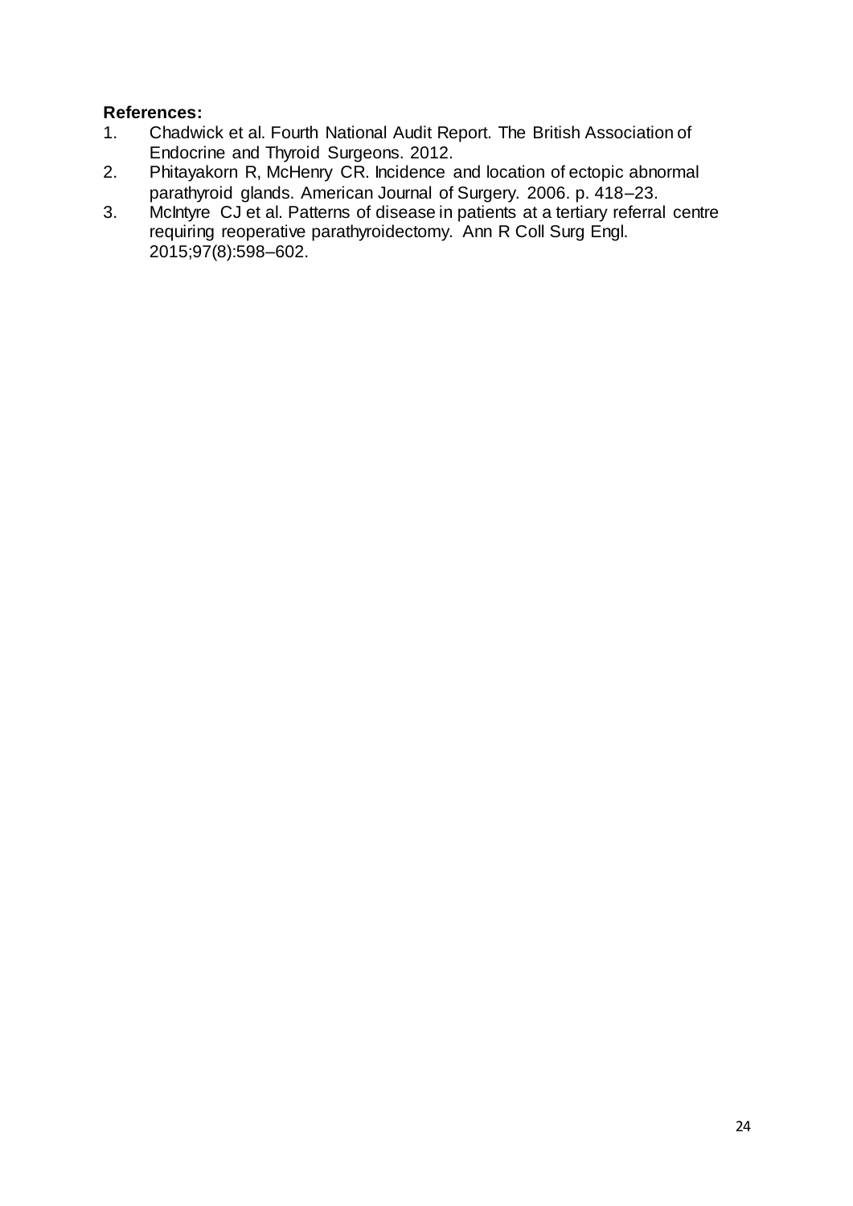**References:**

1. Chadwick et al. Fourth National Audit Report. The British Association of Endocrine and Thyroid Surgeons. 2012.
2. Phitayakorn R, McHenry CR. Incidence and location of ectopic abnormal parathyroid glands. American Journal of Surgery. 2006. p. 418–23.
3. McIntyre CJ et al. Patterns of disease in patients at a tertiary referral centre requiring reoperative parathyroidectomy. Ann R Coll Surg Engl. 2015;97(8):598–602.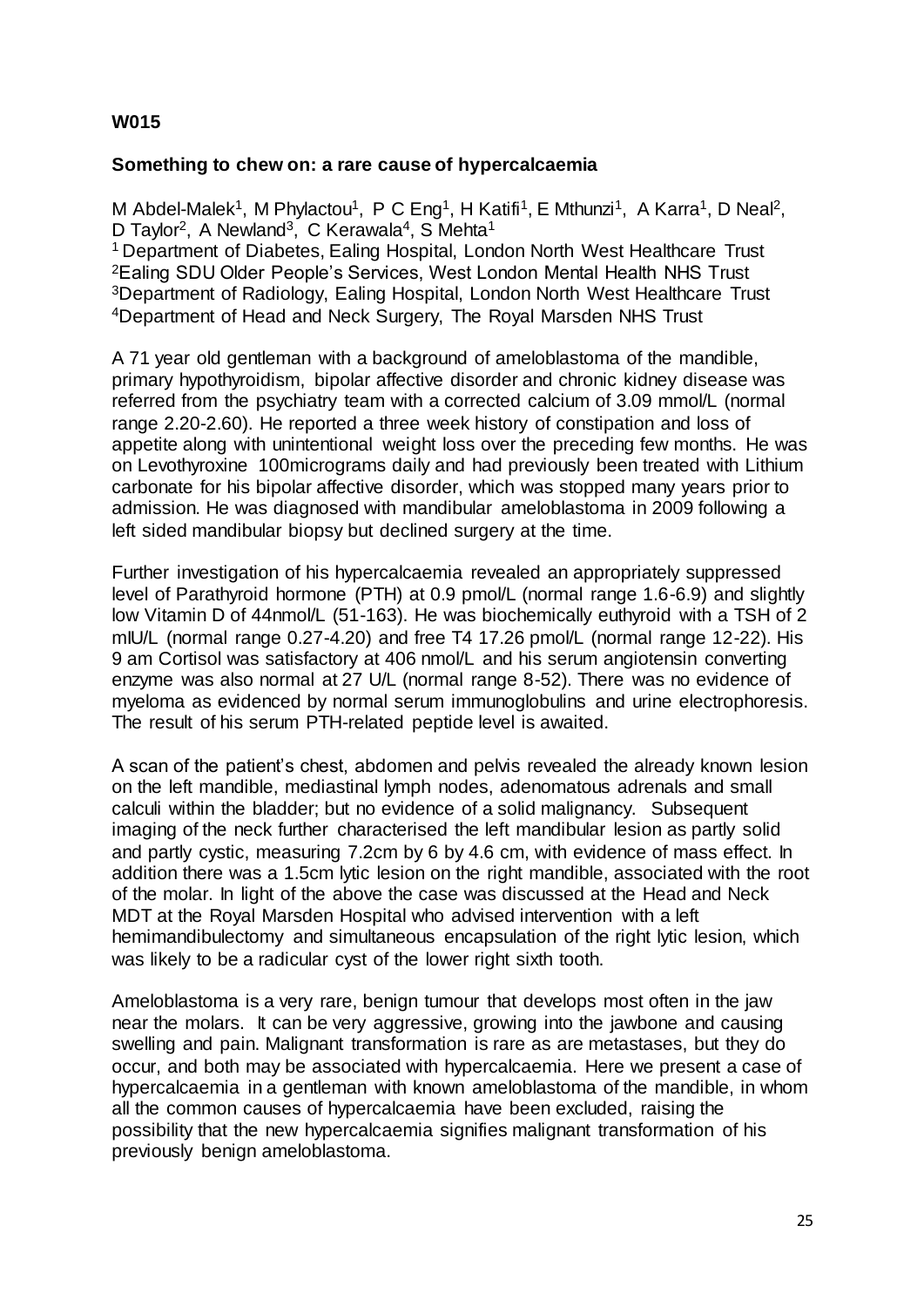**W015**

**Something to chew on: a rare cause of hypercalcaemia**

M Abdel-Malek[1], M Phylactou[1], P C Eng[1], H Katifi[1], E Mthunzi[1], A Karra[1], D Neal[2], D Taylor[2], A Newland[3], C Kerawala[4], S Mehta[1]

[1] Department of Diabetes, Ealing Hospital, London North West Healthcare Trust
[2]Ealing SDU Older People's Services, West London Mental Health NHS Trust
[3]Department of Radiology, Ealing Hospital, London North West Healthcare Trust
[4]Department of Head and Neck Surgery, The Royal Marsden NHS Trust

A 71 year old gentleman with a background of ameloblastoma of the mandible, primary hypothyroidism, bipolar affective disorder and chronic kidney disease was referred from the psychiatry team with a corrected calcium of 3.09 mmol/L (normal range 2.20-2.60). He reported a three week history of constipation and loss of appetite along with unintentional weight loss over the preceding few months. He was on Levothyroxine 100micrograms daily and had previously been treated with Lithium carbonate for his bipolar affective disorder, which was stopped many years prior to admission. He was diagnosed with mandibular ameloblastoma in 2009 following a left sided mandibular biopsy but declined surgery at the time.

Further investigation of his hypercalcaemia revealed an appropriately suppressed level of Parathyroid hormone (PTH) at 0.9 pmol/L (normal range 1.6-6.9) and slightly low Vitamin D of 44nmol/L (51-163). He was biochemically euthyroid with a TSH of 2 mIU/L (normal range 0.27-4.20) and free T4 17.26 pmol/L (normal range 12-22). His 9 am Cortisol was satisfactory at 406 nmol/L and his serum angiotensin converting enzyme was also normal at 27 U/L (normal range 8-52). There was no evidence of myeloma as evidenced by normal serum immunoglobulins and urine electrophoresis. The result of his serum PTH-related peptide level is awaited.

A scan of the patient's chest, abdomen and pelvis revealed the already known lesion on the left mandible, mediastinal lymph nodes, adenomatous adrenals and small calculi within the bladder; but no evidence of a solid malignancy. Subsequent imaging of the neck further characterised the left mandibular lesion as partly solid and partly cystic, measuring 7.2cm by 6 by 4.6 cm, with evidence of mass effect. In addition there was a 1.5cm lytic lesion on the right mandible, associated with the root of the molar. In light of the above the case was discussed at the Head and Neck MDT at the Royal Marsden Hospital who advised intervention with a left hemimandibulectomy and simultaneous encapsulation of the right lytic lesion, which was likely to be a radicular cyst of the lower right sixth tooth.

Ameloblastoma is a very rare, benign tumour that develops most often in the jaw near the molars. It can be very aggressive, growing into the jawbone and causing swelling and pain. Malignant transformation is rare as are metastases, but they do occur, and both may be associated with hypercalcaemia. Here we present a case of hypercalcaemia in a gentleman with known ameloblastoma of the mandible, in whom all the common causes of hypercalcaemia have been excluded, raising the possibility that the new hypercalcaemia signifies malignant transformation of his previously benign ameloblastoma.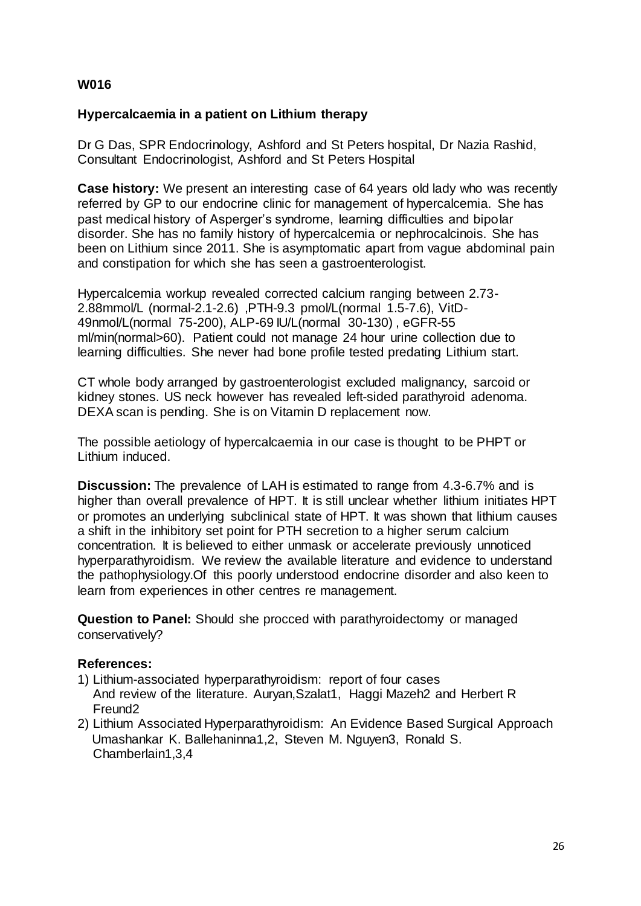**W016**

**Hypercalcaemia in a patient on Lithium therapy**

Dr G Das, SPR Endocrinology, Ashford and St Peters hospital, Dr Nazia Rashid, Consultant Endocrinologist, Ashford and St Peters Hospital

**Case history:** We present an interesting case of 64 years old lady who was recently referred by GP to our endocrine clinic for management of hypercalcemia. She has past medical history of Asperger's syndrome, learning difficulties and bipolar disorder. She has no family history of hypercalcemia or nephrocalcinois. She has been on Lithium since 2011. She is asymptomatic apart from vague abdominal pain and constipation for which she has seen a gastroenterologist.

Hypercalcemia workup revealed corrected calcium ranging between 2.73-2.88mmol/L (normal-2.1-2.6) ,PTH-9.3 pmol/L(normal 1.5-7.6), VitD-49nmol/L(normal 75-200), ALP-69 IU/L(normal 30-130) , eGFR-55 ml/min(normal>60). Patient could not manage 24 hour urine collection due to learning difficulties. She never had bone profile tested predating Lithium start.

CT whole body arranged by gastroenterologist excluded malignancy, sarcoid or kidney stones. US neck however has revealed left-sided parathyroid adenoma. DEXA scan is pending. She is on Vitamin D replacement now.

The possible aetiology of hypercalcaemia in our case is thought to be PHPT or Lithium induced.

**Discussion:** The prevalence of LAH is estimated to range from 4.3-6.7% and is higher than overall prevalence of HPT. It is still unclear whether lithium initiates HPT or promotes an underlying subclinical state of HPT. It was shown that lithium causes a shift in the inhibitory set point for PTH secretion to a higher serum calcium concentration. It is believed to either unmask or accelerate previously unnoticed hyperparathyroidism. We review the available literature and evidence to understand the pathophysiology.Of this poorly understood endocrine disorder and also keen to learn from experiences in other centres re management.

**Question to Panel:** Should she procced with parathyroidectomy or managed conservatively?

**References:**

1) Lithium-associated hyperparathyroidism: report of four cases And review of the literature. Auryan,Szalat1, Haggi Mazeh2 and Herbert R Freund2
2) Lithium Associated Hyperparathyroidism: An Evidence Based Surgical Approach Umashankar K. Ballehaninna1,2, Steven M. Nguyen3, Ronald S. Chamberlain1,3,4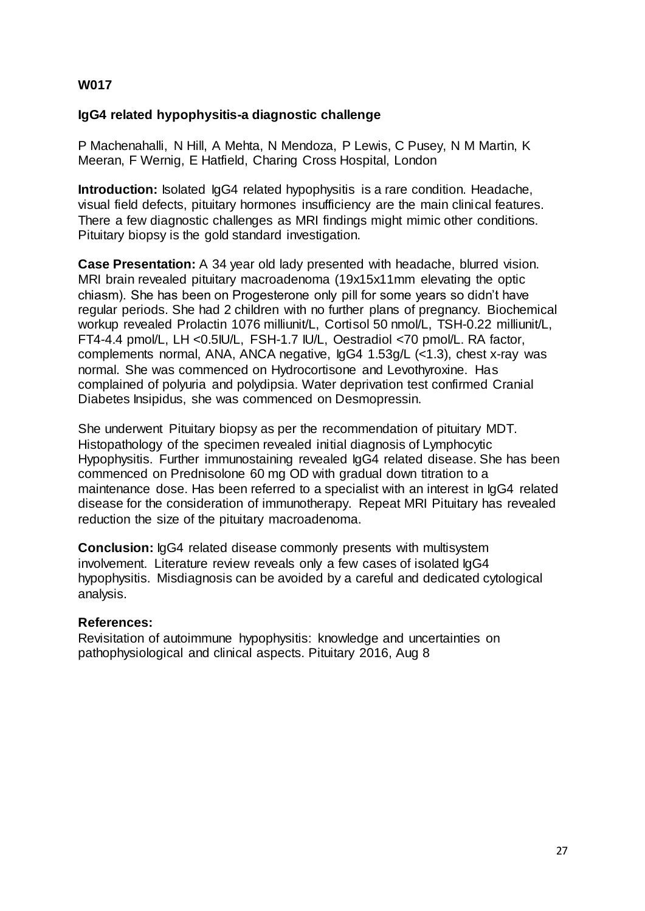**W017**

**IgG4 related hypophysitis-a diagnostic challenge**

P Machenahalli, N Hill, A Mehta, N Mendoza, P Lewis, C Pusey, N M Martin, K Meeran, F Wernig, E Hatfield, Charing Cross Hospital, London

**Introduction:** Isolated IgG4 related hypophysitis is a rare condition. Headache, visual field defects, pituitary hormones insufficiency are the main clinical features. There a few diagnostic challenges as MRI findings might mimic other conditions. Pituitary biopsy is the gold standard investigation.

**Case Presentation:** A 34 year old lady presented with headache, blurred vision. MRI brain revealed pituitary macroadenoma (19x15x11mm elevating the optic chiasm). She has been on Progesterone only pill for some years so didn't have regular periods. She had 2 children with no further plans of pregnancy. Biochemical workup revealed Prolactin 1076 milliunit/L, Cortisol 50 nmol/L, TSH-0.22 milliunit/L, FT4-4.4 pmol/L, LH <0.5IU/L, FSH-1.7 IU/L, Oestradiol <70 pmol/L. RA factor, complements normal, ANA, ANCA negative, IgG4 1.53g/L (<1.3), chest x-ray was normal. She was commenced on Hydrocortisone and Levothyroxine. Has complained of polyuria and polydipsia. Water deprivation test confirmed Cranial Diabetes Insipidus, she was commenced on Desmopressin.

She underwent Pituitary biopsy as per the recommendation of pituitary MDT. Histopathology of the specimen revealed initial diagnosis of Lymphocytic Hypophysitis. Further immunostaining revealed IgG4 related disease. She has been commenced on Prednisolone 60 mg OD with gradual down titration to a maintenance dose. Has been referred to a specialist with an interest in IgG4 related disease for the consideration of immunotherapy. Repeat MRI Pituitary has revealed reduction the size of the pituitary macroadenoma.

**Conclusion:** IgG4 related disease commonly presents with multisystem involvement. Literature review reveals only a few cases of isolated IgG4 hypophysitis. Misdiagnosis can be avoided by a careful and dedicated cytological analysis.

**References:**

Revisitation of autoimmune hypophysitis: knowledge and uncertainties on pathophysiological and clinical aspects. Pituitary 2016, Aug 8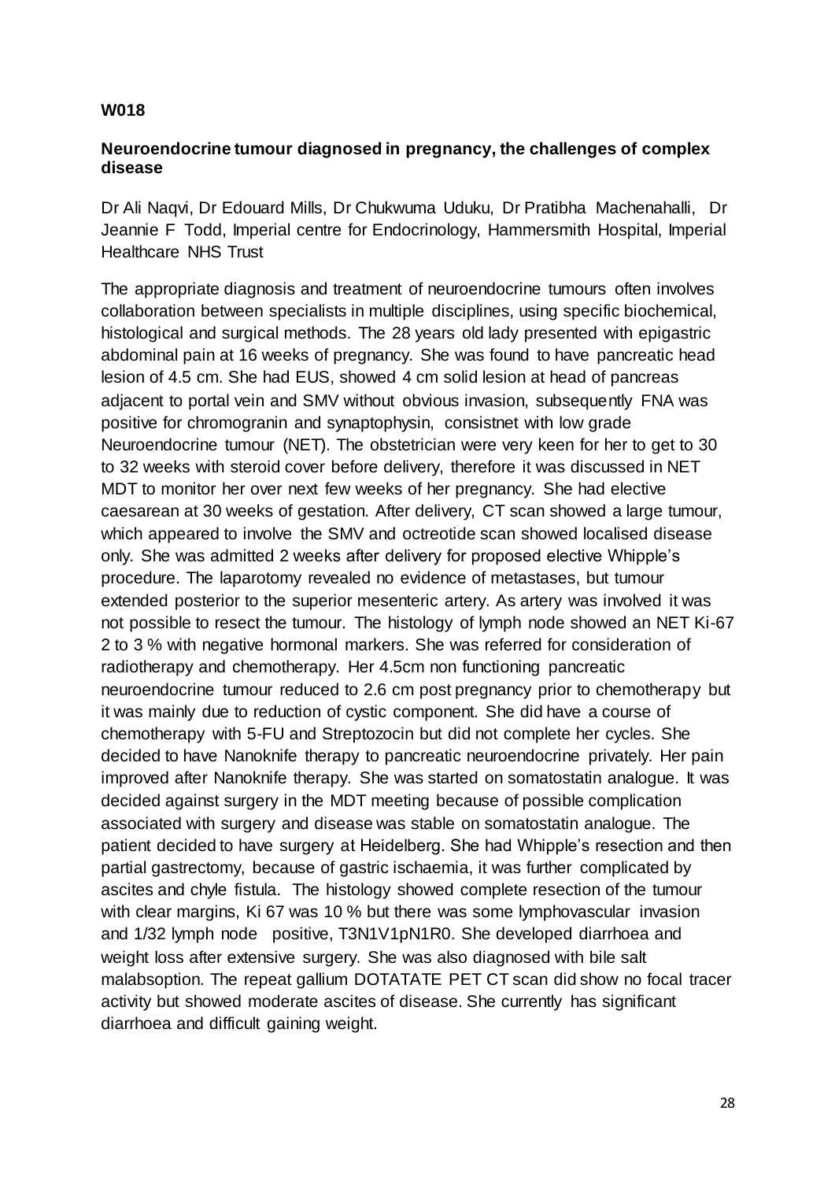**W018**

**Neuroendocrine tumour diagnosed in pregnancy, the challenges of complex disease**

Dr Ali Naqvi, Dr Edouard Mills, Dr Chukwuma Uduku, Dr Pratibha Machenahalli, Dr Jeannie F Todd, Imperial centre for Endocrinology, Hammersmith Hospital, Imperial Healthcare NHS Trust

The appropriate diagnosis and treatment of neuroendocrine tumours often involves collaboration between specialists in multiple disciplines, using specific biochemical, histological and surgical methods. The 28 years old lady presented with epigastric abdominal pain at 16 weeks of pregnancy. She was found to have pancreatic head lesion of 4.5 cm. She had EUS, showed 4 cm solid lesion at head of pancreas adjacent to portal vein and SMV without obvious invasion, subsequently FNA was positive for chromogranin and synaptophysin, consistnet with low grade Neuroendocrine tumour (NET). The obstetrician were very keen for her to get to 30 to 32 weeks with steroid cover before delivery, therefore it was discussed in NET MDT to monitor her over next few weeks of her pregnancy. She had elective caesarean at 30 weeks of gestation. After delivery, CT scan showed a large tumour, which appeared to involve the SMV and octreotide scan showed localised disease only. She was admitted 2 weeks after delivery for proposed elective Whipple's procedure. The laparotomy revealed no evidence of metastases, but tumour extended posterior to the superior mesenteric artery. As artery was involved it was not possible to resect the tumour. The histology of lymph node showed an NET Ki-67 2 to 3 % with negative hormonal markers. She was referred for consideration of radiotherapy and chemotherapy. Her 4.5cm non functioning pancreatic neuroendocrine tumour reduced to 2.6 cm post pregnancy prior to chemotherapy but it was mainly due to reduction of cystic component. She did have a course of chemotherapy with 5-FU and Streptozocin but did not complete her cycles. She decided to have Nanoknife therapy to pancreatic neuroendocrine privately. Her pain improved after Nanoknife therapy. She was started on somatostatin analogue. It was decided against surgery in the MDT meeting because of possible complication associated with surgery and disease was stable on somatostatin analogue. The patient decided to have surgery at Heidelberg. She had Whipple's resection and then partial gastrectomy, because of gastric ischaemia, it was further complicated by ascites and chyle fistula. The histology showed complete resection of the tumour with clear margins, Ki 67 was 10 % but there was some lymphovascular invasion and 1/32 lymph node positive, T3N1V1pN1R0. She developed diarrhoea and weight loss after extensive surgery. She was also diagnosed with bile salt malabsoption. The repeat gallium DOTATATE PET CT scan did show no focal tracer activity but showed moderate ascites of disease. She currently has significant diarrhoea and difficult gaining weight.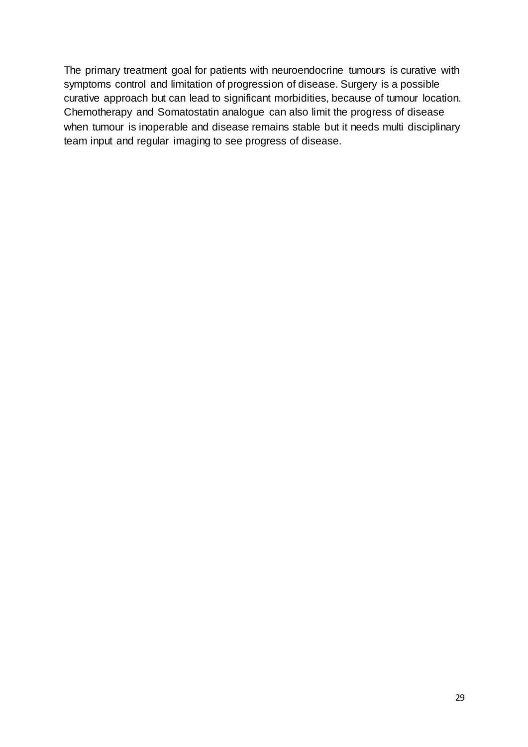The primary treatment goal for patients with neuroendocrine tumours is curative with symptoms control and limitation of progression of disease. Surgery is a possible curative approach but can lead to significant morbidities, because of tumour location. Chemotherapy and Somatostatin analogue can also limit the progress of disease when tumour is inoperable and disease remains stable but it needs multi disciplinary team input and regular imaging to see progress of disease.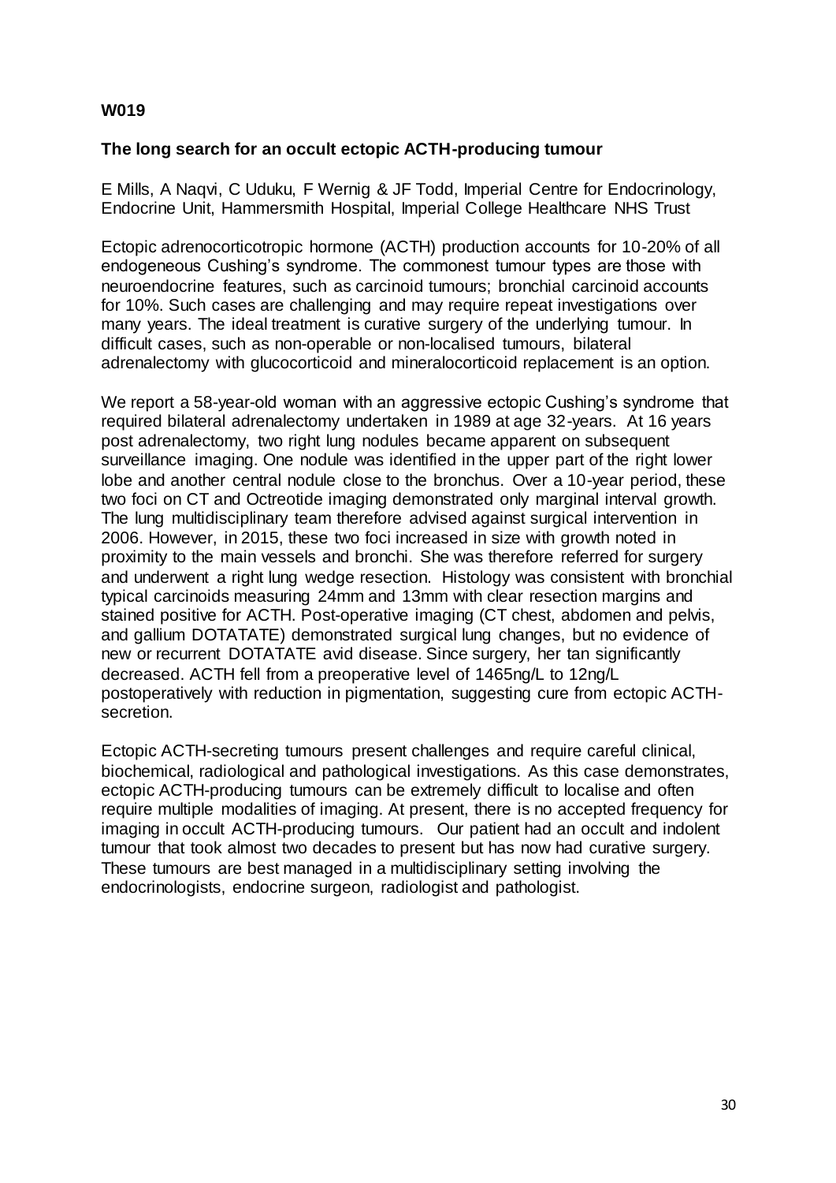**W019**

**The long search for an occult ectopic ACTH-producing tumour**

E Mills, A Naqvi, C Uduku, F Wernig & JF Todd, Imperial Centre for Endocrinology, Endocrine Unit, Hammersmith Hospital, Imperial College Healthcare NHS Trust

Ectopic adrenocorticotropic hormone (ACTH) production accounts for 10-20% of all endogeneous Cushing's syndrome. The commonest tumour types are those with neuroendocrine features, such as carcinoid tumours; bronchial carcinoid accounts for 10%. Such cases are challenging and may require repeat investigations over many years. The ideal treatment is curative surgery of the underlying tumour. In difficult cases, such as non-operable or non-localised tumours, bilateral adrenalectomy with glucocorticoid and mineralocorticoid replacement is an option.

We report a 58-year-old woman with an aggressive ectopic Cushing's syndrome that required bilateral adrenalectomy undertaken in 1989 at age 32-years. At 16 years post adrenalectomy, two right lung nodules became apparent on subsequent surveillance imaging. One nodule was identified in the upper part of the right lower lobe and another central nodule close to the bronchus. Over a 10-year period, these two foci on CT and Octreotide imaging demonstrated only marginal interval growth. The lung multidisciplinary team therefore advised against surgical intervention in 2006. However, in 2015, these two foci increased in size with growth noted in proximity to the main vessels and bronchi. She was therefore referred for surgery and underwent a right lung wedge resection. Histology was consistent with bronchial typical carcinoids measuring 24mm and 13mm with clear resection margins and stained positive for ACTH. Post-operative imaging (CT chest, abdomen and pelvis, and gallium DOTATATE) demonstrated surgical lung changes, but no evidence of new or recurrent DOTATATE avid disease. Since surgery, her tan significantly decreased. ACTH fell from a preoperative level of 1465ng/L to 12ng/L postoperatively with reduction in pigmentation, suggesting cure from ectopic ACTH-secretion.

Ectopic ACTH-secreting tumours present challenges and require careful clinical, biochemical, radiological and pathological investigations. As this case demonstrates, ectopic ACTH-producing tumours can be extremely difficult to localise and often require multiple modalities of imaging. At present, there is no accepted frequency for imaging in occult ACTH-producing tumours. Our patient had an occult and indolent tumour that took almost two decades to present but has now had curative surgery. These tumours are best managed in a multidisciplinary setting involving the endocrinologists, endocrine surgeon, radiologist and pathologist.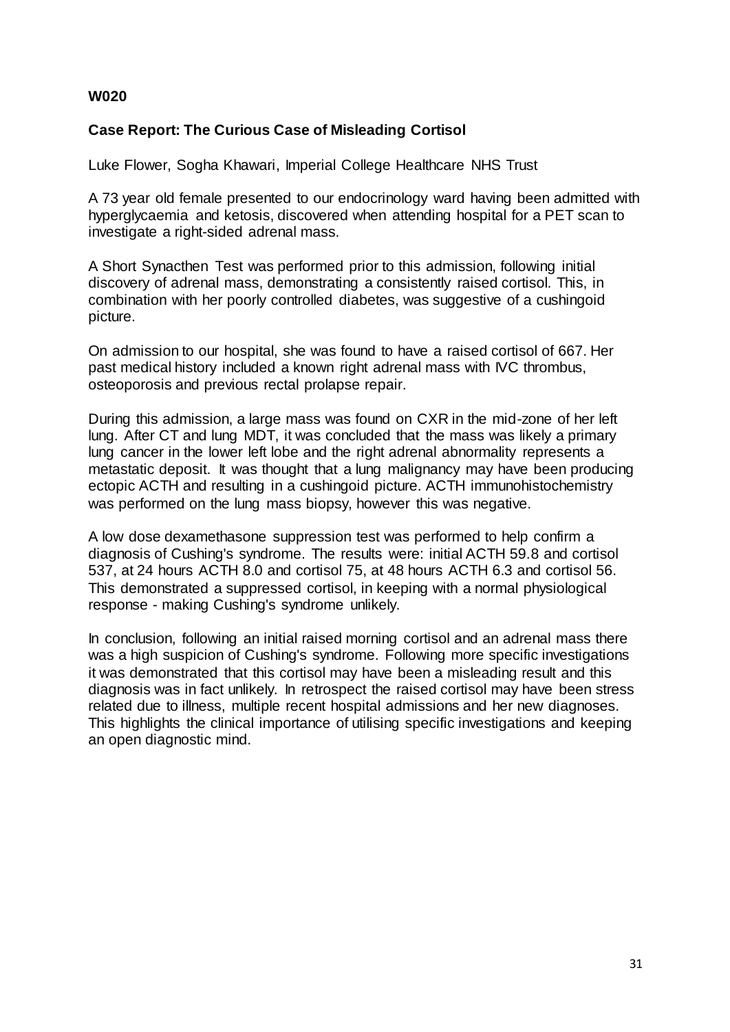**W020**

**Case Report: The Curious Case of Misleading Cortisol**

Luke Flower, Sogha Khawari, Imperial College Healthcare NHS Trust

A 73 year old female presented to our endocrinology ward having been admitted with hyperglycaemia and ketosis, discovered when attending hospital for a PET scan to investigate a right-sided adrenal mass.

A Short Synacthen Test was performed prior to this admission, following initial discovery of adrenal mass, demonstrating a consistently raised cortisol. This, in combination with her poorly controlled diabetes, was suggestive of a cushingoid picture.

On admission to our hospital, she was found to have a raised cortisol of 667. Her past medical history included a known right adrenal mass with IVC thrombus, osteoporosis and previous rectal prolapse repair.

During this admission, a large mass was found on CXR in the mid-zone of her left lung. After CT and lung MDT, it was concluded that the mass was likely a primary lung cancer in the lower left lobe and the right adrenal abnormality represents a metastatic deposit. It was thought that a lung malignancy may have been producing ectopic ACTH and resulting in a cushingoid picture. ACTH immunohistochemistry was performed on the lung mass biopsy, however this was negative.

A low dose dexamethasone suppression test was performed to help confirm a diagnosis of Cushing's syndrome. The results were: initial ACTH 59.8 and cortisol 537, at 24 hours ACTH 8.0 and cortisol 75, at 48 hours ACTH 6.3 and cortisol 56. This demonstrated a suppressed cortisol, in keeping with a normal physiological response - making Cushing's syndrome unlikely.

In conclusion, following an initial raised morning cortisol and an adrenal mass there was a high suspicion of Cushing's syndrome. Following more specific investigations it was demonstrated that this cortisol may have been a misleading result and this diagnosis was in fact unlikely. In retrospect the raised cortisol may have been stress related due to illness, multiple recent hospital admissions and her new diagnoses. This highlights the clinical importance of utilising specific investigations and keeping an open diagnostic mind.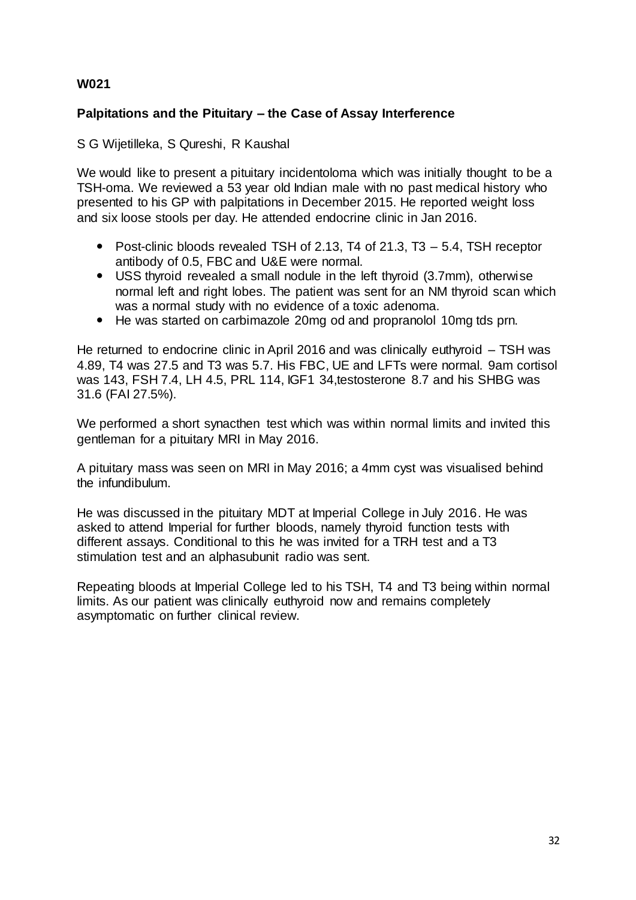**W021**

**Palpitations and the Pituitary – the Case of Assay Interference**

S G Wijetilleka, S Qureshi, R Kaushal

We would like to present a pituitary incidentoloma which was initially thought to be a TSH-oma. We reviewed a 53 year old Indian male with no past medical history who presented to his GP with palpitations in December 2015. He reported weight loss and six loose stools per day. He attended endocrine clinic in Jan 2016.

- Post-clinic bloods revealed TSH of 2.13, T4 of 21.3, T3 – 5.4, TSH receptor antibody of 0.5, FBC and U&E were normal.
- USS thyroid revealed a small nodule in the left thyroid (3.7mm), otherwise normal left and right lobes. The patient was sent for an NM thyroid scan which was a normal study with no evidence of a toxic adenoma.
- He was started on carbimazole 20mg od and propranolol 10mg tds prn.

He returned to endocrine clinic in April 2016 and was clinically euthyroid – TSH was 4.89, T4 was 27.5 and T3 was 5.7. His FBC, UE and LFTs were normal. 9am cortisol was 143, FSH 7.4, LH 4.5, PRL 114, IGF1 34,testosterone 8.7 and his SHBG was 31.6 (FAI 27.5%).

We performed a short synacthen test which was within normal limits and invited this gentleman for a pituitary MRI in May 2016.

A pituitary mass was seen on MRI in May 2016; a 4mm cyst was visualised behind the infundibulum.

He was discussed in the pituitary MDT at Imperial College in July 2016. He was asked to attend Imperial for further bloods, namely thyroid function tests with different assays. Conditional to this he was invited for a TRH test and a T3 stimulation test and an alphasubunit radio was sent.

Repeating bloods at Imperial College led to his TSH, T4 and T3 being within normal limits. As our patient was clinically euthyroid now and remains completely asymptomatic on further clinical review.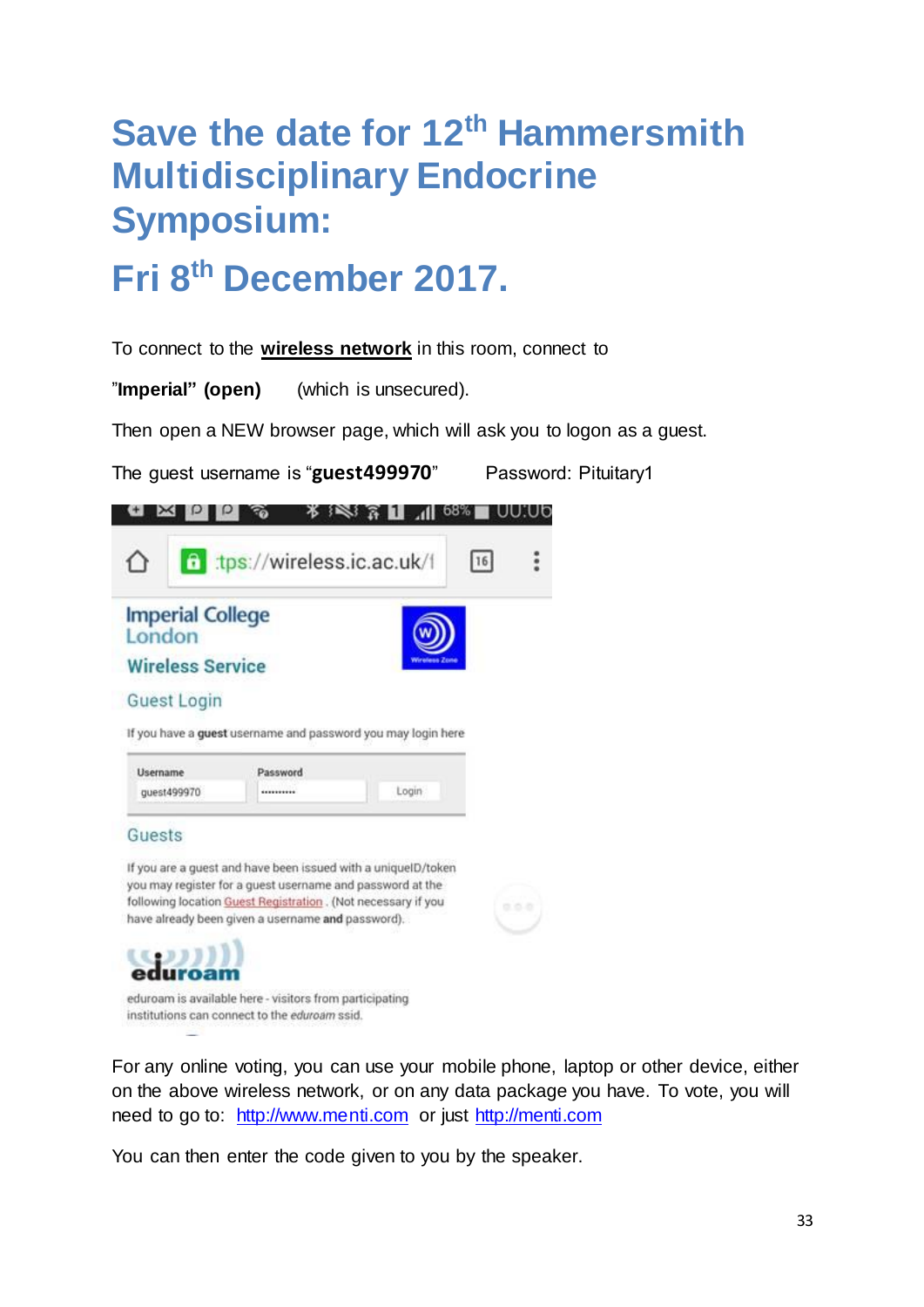# Save the date for 12th Hammersmith Multidisciplinary Endocrine Symposium:

# Fri 8th December 2017.

To connect to the **wireless network** in this room, connect to

"**Imperial" (open)** (which is unsecured).

Then open a NEW browser page, which will ask you to logon as a guest.

The guest username is "**guest499970**" Password: Pituitary1

For any online voting, you can use your mobile phone, laptop or other device, either on the above wireless network, or on any data package you have. To vote, you will need to go to: http://www.menti.com or just http://menti.com

You can then enter the code given to you by the speaker.